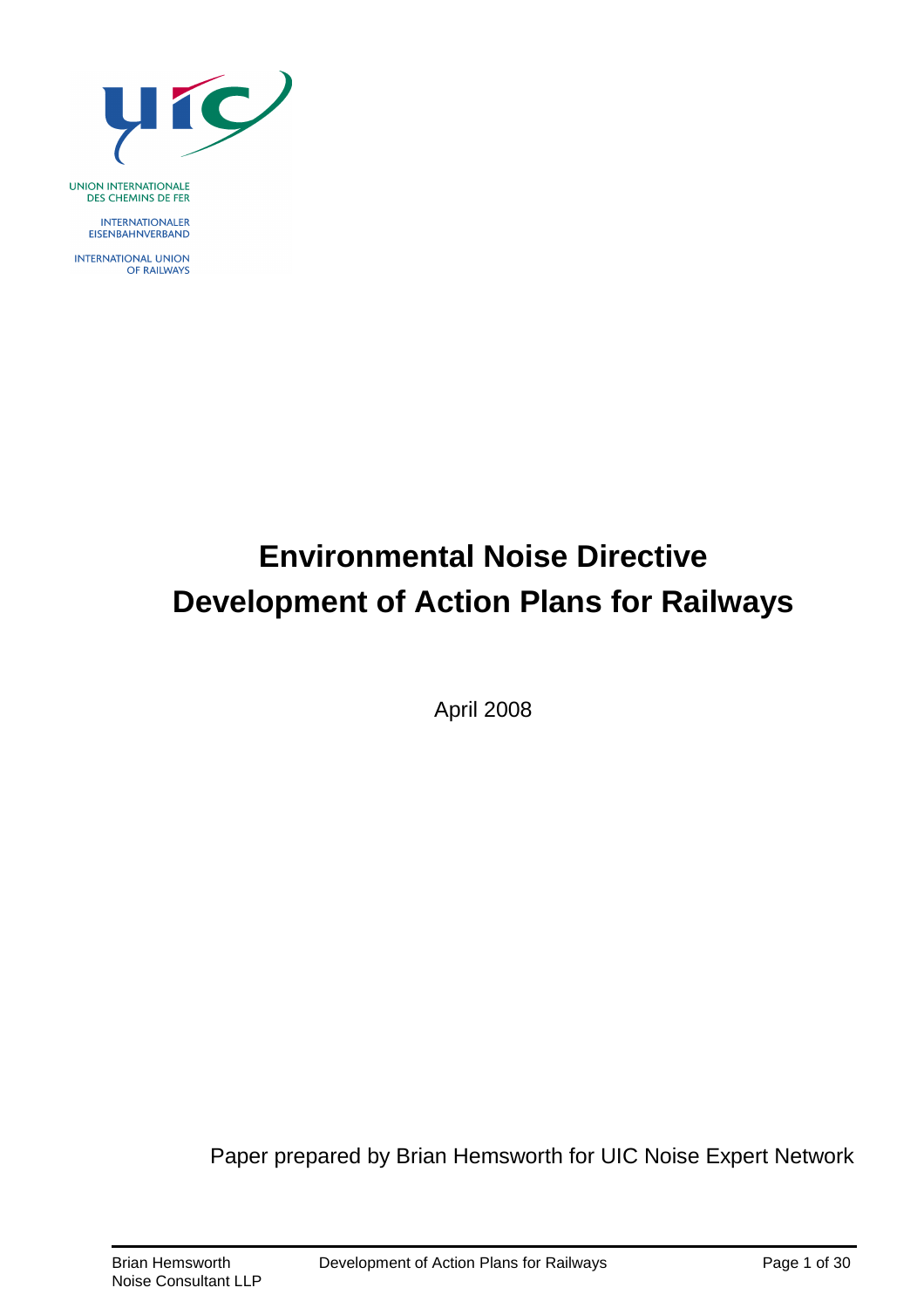UNION INTERNATIONALE DES CHEMINS DE FER

INTERNATIONALER EISENBAHNVERBAND

INTERNATIONAL UNION OF RAILWAYS

# Environmental Noise Directive
# Development of Action Plans for Railways

April 2008

Paper prepared by Brian Hemsworth for UIC Noise Expert Network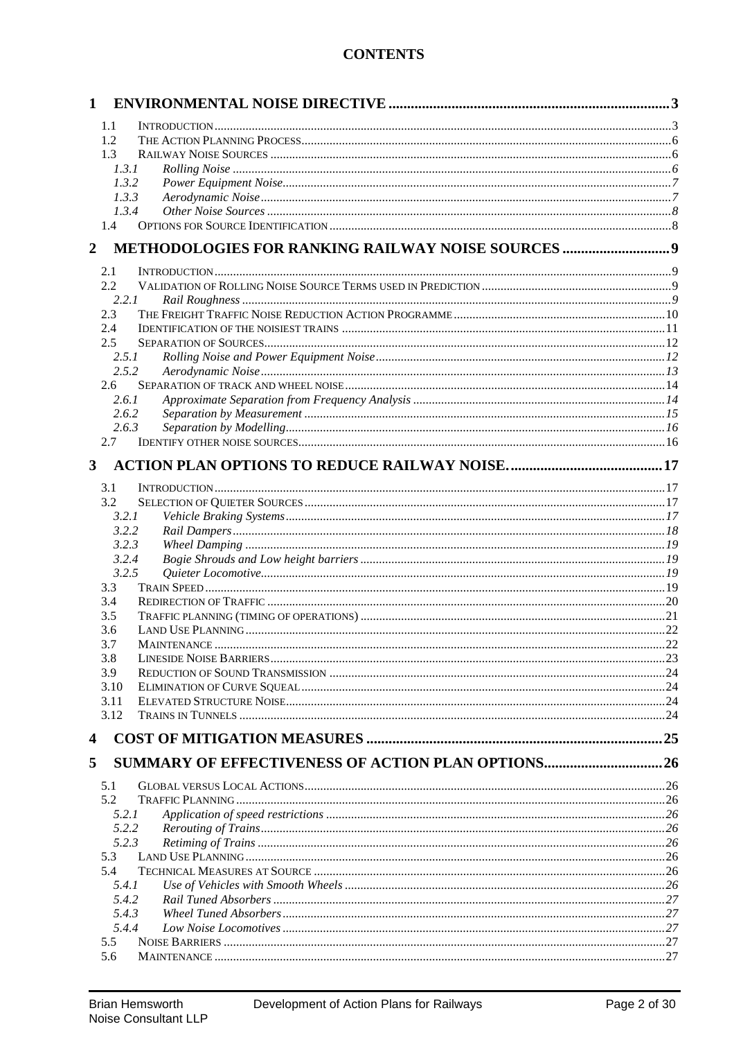# CONTENTS

**1 ENVIRONMENTAL NOISE DIRECTIVE .......... 3**

- 1.1 INTRODUCTION .......... 3
- 1.2 THE ACTION PLANNING PROCESS .......... 6
- 1.3 RAILWAY NOISE SOURCES .......... 6
  - *1.3.1 Rolling Noise .......... 6*
  - *1.3.2 Power Equipment Noise .......... 7*
  - *1.3.3 Aerodynamic Noise .......... 7*
  - *1.3.4 Other Noise Sources .......... 8*
- 1.4 OPTIONS FOR SOURCE IDENTIFICATION .......... 8

**2 METHODOLOGIES FOR RANKING RAILWAY NOISE SOURCES .......... 9**

- 2.1 INTRODUCTION .......... 9
- 2.2 VALIDATION OF ROLLING NOISE SOURCE TERMS USED IN PREDICTION .......... 9
  - *2.2.1 Rail Roughness .......... 9*
- 2.3 THE FREIGHT TRAFFIC NOISE REDUCTION ACTION PROGRAMME .......... 10
- 2.4 IDENTIFICATION OF THE NOISIEST TRAINS .......... 11
- 2.5 SEPARATION OF SOURCES .......... 12
  - *2.5.1 Rolling Noise and Power Equipment Noise .......... 12*
  - *2.5.2 Aerodynamic Noise .......... 13*
- 2.6 SEPARATION OF TRACK AND WHEEL NOISE .......... 14
  - *2.6.1 Approximate Separation from Frequency Analysis .......... 14*
  - *2.6.2 Separation by Measurement .......... 15*
  - *2.6.3 Separation by Modelling .......... 16*
- 2.7 IDENTIFY OTHER NOISE SOURCES .......... 16

**3 ACTION PLAN OPTIONS TO REDUCE RAILWAY NOISE. .......... 17**

- 3.1 INTRODUCTION .......... 17
- 3.2 SELECTION OF QUIETER SOURCES .......... 17
  - *3.2.1 Vehicle Braking Systems .......... 17*
  - *3.2.2 Rail Dampers .......... 18*
  - *3.2.3 Wheel Damping .......... 19*
  - *3.2.4 Bogie Shrouds and Low height barriers .......... 19*
  - *3.2.5 Quieter Locomotive .......... 19*
- 3.3 TRAIN SPEED .......... 19
- 3.4 REDIRECTION OF TRAFFIC .......... 20
- 3.5 TRAFFIC PLANNING (TIMING OF OPERATIONS) .......... 21
- 3.6 LAND USE PLANNING .......... 22
- 3.7 MAINTENANCE .......... 22
- 3.8 LINESIDE NOISE BARRIERS .......... 23
- 3.9 REDUCTION OF SOUND TRANSMISSION .......... 24
- 3.10 ELIMINATION OF CURVE SQUEAL .......... 24
- 3.11 ELEVATED STRUCTURE NOISE .......... 24
- 3.12 TRAINS IN TUNNELS .......... 24

**4 COST OF MITIGATION MEASURES .......... 25**

**5 SUMMARY OF EFFECTIVENESS OF ACTION PLAN OPTIONS .......... 26**

- 5.1 GLOBAL VERSUS LOCAL ACTIONS .......... 26
- 5.2 TRAFFIC PLANNING .......... 26
  - *5.2.1 Application of speed restrictions .......... 26*
  - *5.2.2 Rerouting of Trains .......... 26*
  - *5.2.3 Retiming of Trains .......... 26*
- 5.3 LAND USE PLANNING .......... 26
- 5.4 TECHNICAL MEASURES AT SOURCE .......... 26
  - *5.4.1 Use of Vehicles with Smooth Wheels .......... 26*
  - *5.4.2 Rail Tuned Absorbers .......... 27*
  - *5.4.3 Wheel Tuned Absorbers .......... 27*
  - *5.4.4 Low Noise Locomotives .......... 27*
- 5.5 NOISE BARRIERS .......... 27
- 5.6 MAINTENANCE .......... 27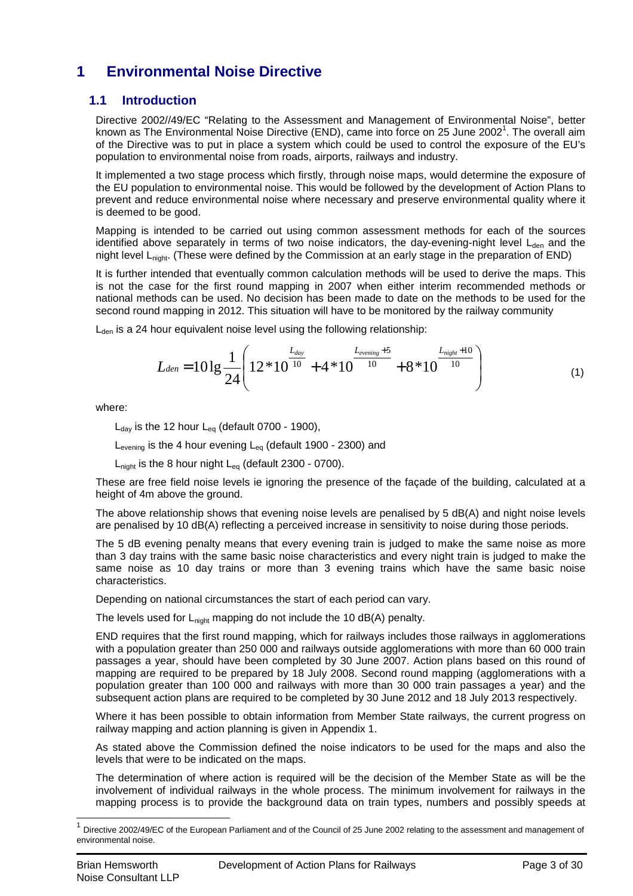# 1 Environmental Noise Directive

## 1.1 Introduction

Directive 2002//49/EC "Relating to the Assessment and Management of Environmental Noise", better known as The Environmental Noise Directive (END), came into force on 25 June 2002[1]. The overall aim of the Directive was to put in place a system which could be used to control the exposure of the EU's population to environmental noise from roads, airports, railways and industry.

It implemented a two stage process which firstly, through noise maps, would determine the exposure of the EU population to environmental noise. This would be followed by the development of Action Plans to prevent and reduce environmental noise where necessary and preserve environmental quality where it is deemed to be good.

Mapping is intended to be carried out using common assessment methods for each of the sources identified above separately in terms of two noise indicators, the day-evening-night level $L_{den}$ and the night level $L_{night}$. (These were defined by the Commission at an early stage in the preparation of END)

It is further intended that eventually common calculation methods will be used to derive the maps. This is not the case for the first round mapping in 2007 when either interim recommended methods or national methods can be used. No decision has been made to date on the methods to be used for the second round mapping in 2012. This situation will have to be monitored by the railway community

$L_{den}$ is a 24 hour equivalent noise level using the following relationship:

$$L_{den} = 10\lg\frac{1}{24}\left(12*10^{\frac{L_{day}}{10}} + 4*10^{\frac{L_{evening}+5}{10}} + 8*10^{\frac{L_{night}+10}{10}}\right) \qquad (1)$$

where:

$L_{day}$ is the 12 hour $L_{eq}$ (default 0700 - 1900),

$L_{evening}$ is the 4 hour evening $L_{eq}$ (default 1900 - 2300) and

$L_{night}$ is the 8 hour night $L_{eq}$ (default 2300 - 0700).

These are free field noise levels ie ignoring the presence of the façade of the building, calculated at a height of 4m above the ground.

The above relationship shows that evening noise levels are penalised by 5 dB(A) and night noise levels are penalised by 10 dB(A) reflecting a perceived increase in sensitivity to noise during those periods.

The 5 dB evening penalty means that every evening train is judged to make the same noise as more than 3 day trains with the same basic noise characteristics and every night train is judged to make the same noise as 10 day trains or more than 3 evening trains which have the same basic noise characteristics.

Depending on national circumstances the start of each period can vary.

The levels used for $L_{night}$ mapping do not include the 10 dB(A) penalty.

END requires that the first round mapping, which for railways includes those railways in agglomerations with a population greater than 250 000 and railways outside agglomerations with more than 60 000 train passages a year, should have been completed by 30 June 2007. Action plans based on this round of mapping are required to be prepared by 18 July 2008. Second round mapping (agglomerations with a population greater than 100 000 and railways with more than 30 000 train passages a year) and the subsequent action plans are required to be completed by 30 June 2012 and 18 July 2013 respectively.

Where it has been possible to obtain information from Member State railways, the current progress on railway mapping and action planning is given in Appendix 1.

As stated above the Commission defined the noise indicators to be used for the maps and also the levels that were to be indicated on the maps.

The determination of where action is required will be the decision of the Member State as will be the involvement of individual railways in the whole process. The minimum involvement for railways in the mapping process is to provide the background data on train types, numbers and possibly speeds at

[1] Directive 2002/49/EC of the European Parliament and of the Council of 25 June 2002 relating to the assessment and management of environmental noise.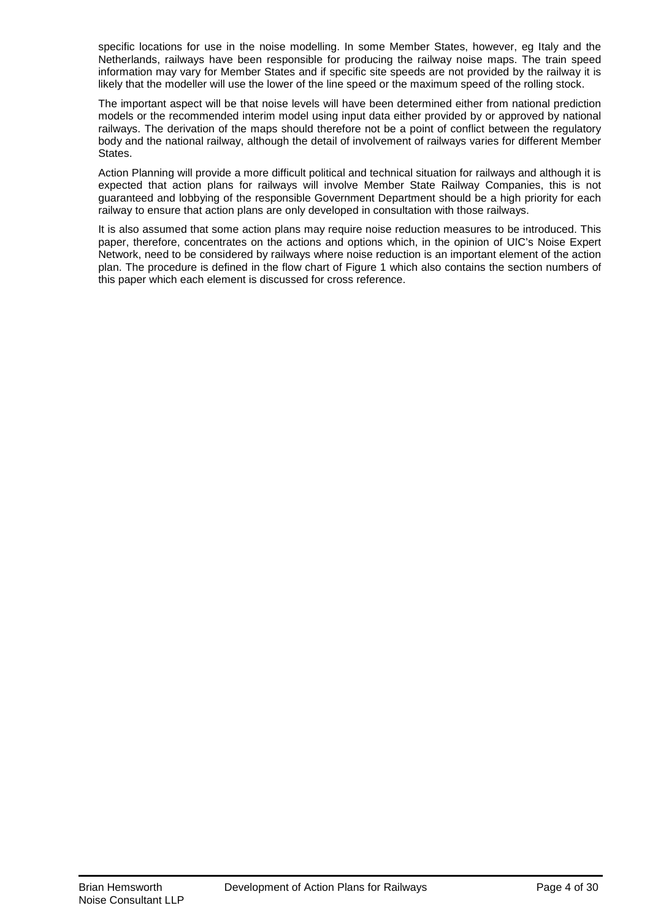specific locations for use in the noise modelling. In some Member States, however, eg Italy and the Netherlands, railways have been responsible for producing the railway noise maps. The train speed information may vary for Member States and if specific site speeds are not provided by the railway it is likely that the modeller will use the lower of the line speed or the maximum speed of the rolling stock.

The important aspect will be that noise levels will have been determined either from national prediction models or the recommended interim model using input data either provided by or approved by national railways. The derivation of the maps should therefore not be a point of conflict between the regulatory body and the national railway, although the detail of involvement of railways varies for different Member States.

Action Planning will provide a more difficult political and technical situation for railways and although it is expected that action plans for railways will involve Member State Railway Companies, this is not guaranteed and lobbying of the responsible Government Department should be a high priority for each railway to ensure that action plans are only developed in consultation with those railways.

It is also assumed that some action plans may require noise reduction measures to be introduced. This paper, therefore, concentrates on the actions and options which, in the opinion of UIC's Noise Expert Network, need to be considered by railways where noise reduction is an important element of the action plan. The procedure is defined in the flow chart of Figure 1 which also contains the section numbers of this paper which each element is discussed for cross reference.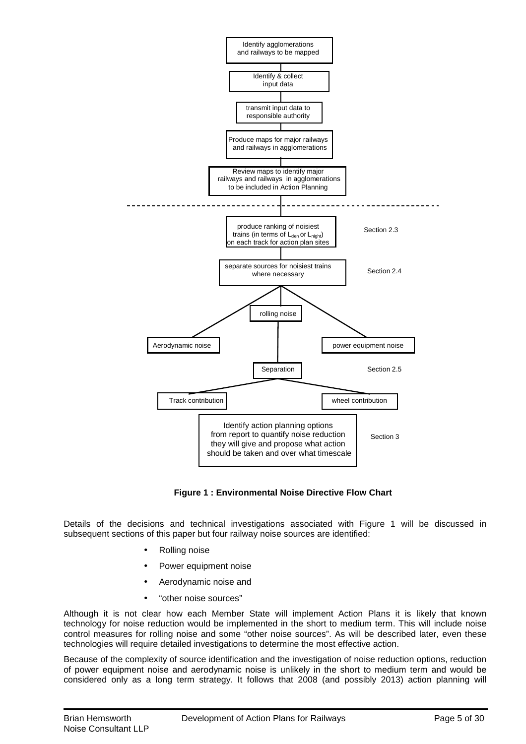Identify agglomerations and railways to be mapped

Identify & collect input data

transmit input data to responsible authority

Produce maps for major railways and railways in agglomerations

Review maps to identify major railways and railways in agglomerations to be included in Action Planning

produce ranking of noisiest trains (in terms of $L_{den}$ or $L_{night}$) on each track for action plan sites — Section 2.3

separate sources for noisiest trains where necessary — Section 2.4

Aerodynamic noise | rolling noise | power equipment noise

Separation — Section 2.5

Track contribution | wheel contribution

Identify action planning options from report to quantify noise reduction they will give and propose what action should be taken and over what timescale — Section 3

**Figure 1 : Environmental Noise Directive Flow Chart**

Details of the decisions and technical investigations associated with Figure 1 will be discussed in subsequent sections of this paper but four railway noise sources are identified:

- Rolling noise
- Power equipment noise
- Aerodynamic noise and
- "other noise sources"

Although it is not clear how each Member State will implement Action Plans it is likely that known technology for noise reduction would be implemented in the short to medium term. This will include noise control measures for rolling noise and some "other noise sources". As will be described later, even these technologies will require detailed investigations to determine the most effective action.

Because of the complexity of source identification and the investigation of noise reduction options, reduction of power equipment noise and aerodynamic noise is unlikely in the short to medium term and would be considered only as a long term strategy. It follows that 2008 (and possibly 2013) action planning will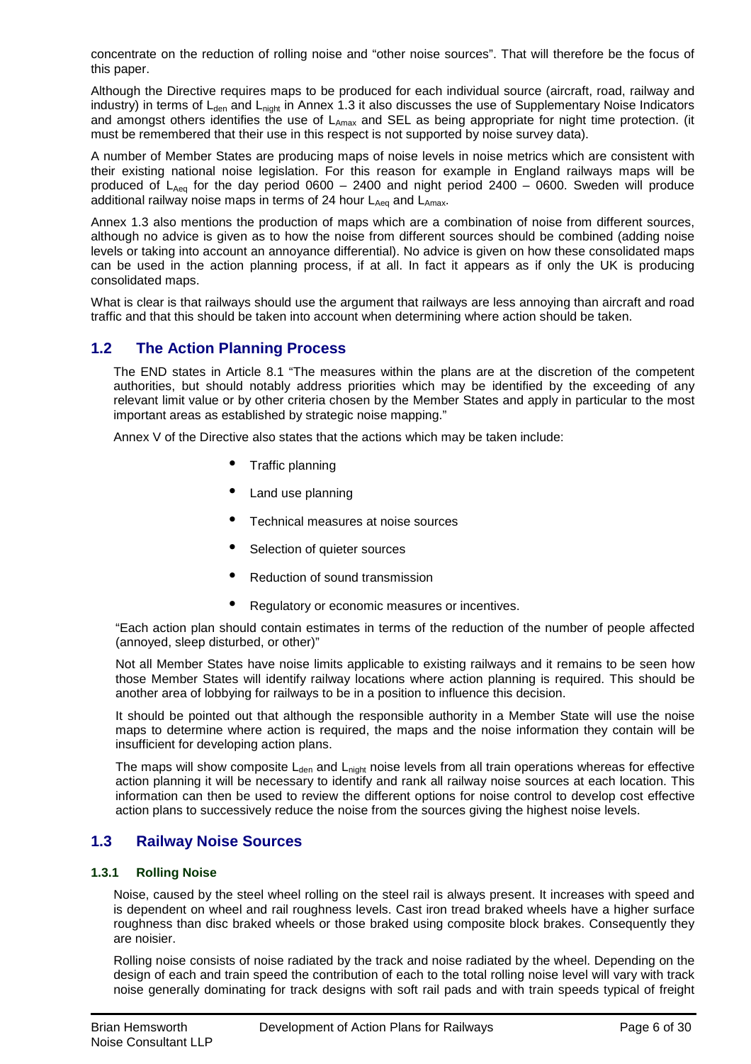concentrate on the reduction of rolling noise and "other noise sources". That will therefore be the focus of this paper.

Although the Directive requires maps to be produced for each individual source (aircraft, road, railway and industry) in terms of $L_{den}$ and $L_{night}$ in Annex 1.3 it also discusses the use of Supplementary Noise Indicators and amongst others identifies the use of $L_{Amax}$ and SEL as being appropriate for night time protection. (it must be remembered that their use in this respect is not supported by noise survey data).

A number of Member States are producing maps of noise levels in noise metrics which are consistent with their existing national noise legislation. For this reason for example in England railways maps will be produced of $L_{Aeq}$ for the day period 0600 – 2400 and night period 2400 – 0600. Sweden will produce additional railway noise maps in terms of 24 hour $L_{Aeq}$ and $L_{Amax}$.

Annex 1.3 also mentions the production of maps which are a combination of noise from different sources, although no advice is given as to how the noise from different sources should be combined (adding noise levels or taking into account an annoyance differential). No advice is given on how these consolidated maps can be used in the action planning process, if at all. In fact it appears as if only the UK is producing consolidated maps.

What is clear is that railways should use the argument that railways are less annoying than aircraft and road traffic and that this should be taken into account when determining where action should be taken.

## 1.2 The Action Planning Process

The END states in Article 8.1 "The measures within the plans are at the discretion of the competent authorities, but should notably address priorities which may be identified by the exceeding of any relevant limit value or by other criteria chosen by the Member States and apply in particular to the most important areas as established by strategic noise mapping."

Annex V of the Directive also states that the actions which may be taken include:

- Traffic planning
- Land use planning
- Technical measures at noise sources
- Selection of quieter sources
- Reduction of sound transmission
- Regulatory or economic measures or incentives.

"Each action plan should contain estimates in terms of the reduction of the number of people affected (annoyed, sleep disturbed, or other)"

Not all Member States have noise limits applicable to existing railways and it remains to be seen how those Member States will identify railway locations where action planning is required. This should be another area of lobbying for railways to be in a position to influence this decision.

It should be pointed out that although the responsible authority in a Member State will use the noise maps to determine where action is required, the maps and the noise information they contain will be insufficient for developing action plans.

The maps will show composite $L_{den}$ and $L_{night}$ noise levels from all train operations whereas for effective action planning it will be necessary to identify and rank all railway noise sources at each location. This information can then be used to review the different options for noise control to develop cost effective action plans to successively reduce the noise from the sources giving the highest noise levels.

## 1.3 Railway Noise Sources

### 1.3.1 Rolling Noise

Noise, caused by the steel wheel rolling on the steel rail is always present. It increases with speed and is dependent on wheel and rail roughness levels. Cast iron tread braked wheels have a higher surface roughness than disc braked wheels or those braked using composite block brakes. Consequently they are noisier.

Rolling noise consists of noise radiated by the track and noise radiated by the wheel. Depending on the design of each and train speed the contribution of each to the total rolling noise level will vary with track noise generally dominating for track designs with soft rail pads and with train speeds typical of freight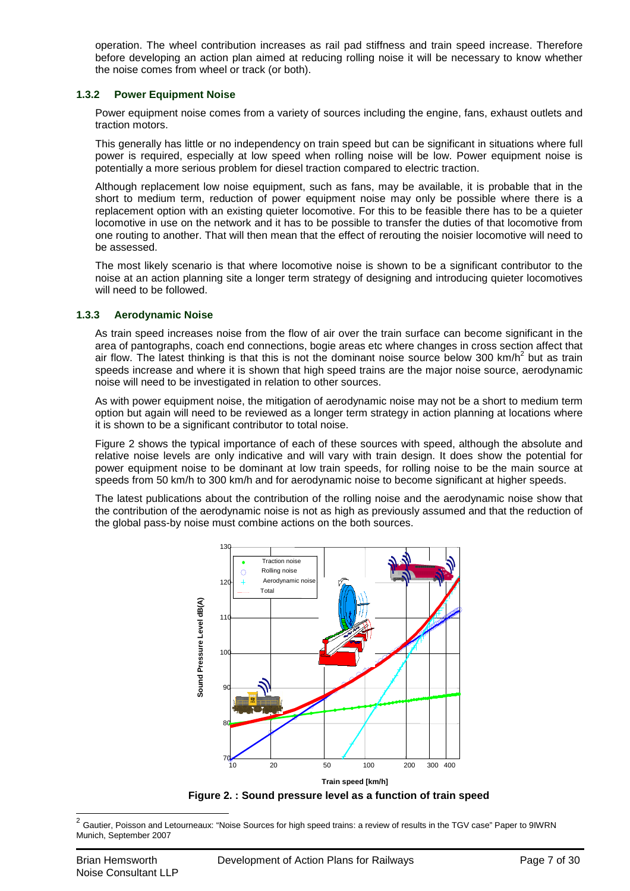operation. The wheel contribution increases as rail pad stiffness and train speed increase. Therefore before developing an action plan aimed at reducing rolling noise it will be necessary to know whether the noise comes from wheel or track (or both).

### 1.3.2 Power Equipment Noise

Power equipment noise comes from a variety of sources including the engine, fans, exhaust outlets and traction motors.

This generally has little or no independency on train speed but can be significant in situations where full power is required, especially at low speed when rolling noise will be low. Power equipment noise is potentially a more serious problem for diesel traction compared to electric traction.

Although replacement low noise equipment, such as fans, may be available, it is probable that in the short to medium term, reduction of power equipment noise may only be possible where there is a replacement option with an existing quieter locomotive. For this to be feasible there has to be a quieter locomotive in use on the network and it has to be possible to transfer the duties of that locomotive from one routing to another. That will then mean that the effect of rerouting the noisier locomotive will need to be assessed.

The most likely scenario is that where locomotive noise is shown to be a significant contributor to the noise at an action planning site a longer term strategy of designing and introducing quieter locomotives will need to be followed.

### 1.3.3 Aerodynamic Noise

As train speed increases noise from the flow of air over the train surface can become significant in the area of pantographs, coach end connections, bogie areas etc where changes in cross section affect that air flow. The latest thinking is that this is not the dominant noise source below 300 km/h[2] but as train speeds increase and where it is shown that high speed trains are the major noise source, aerodynamic noise will need to be investigated in relation to other sources.

As with power equipment noise, the mitigation of aerodynamic noise may not be a short to medium term option but again will need to be reviewed as a longer term strategy in action planning at locations where it is shown to be a significant contributor to total noise.

Figure 2 shows the typical importance of each of these sources with speed, although the absolute and relative noise levels are only indicative and will vary with train design. It does show the potential for power equipment noise to be dominant at low train speeds, for rolling noise to be the main source at speeds from 50 km/h to 300 km/h and for aerodynamic noise to become significant at higher speeds.

The latest publications about the contribution of the rolling noise and the aerodynamic noise show that the contribution of the aerodynamic noise is not as high as previously assumed and that the reduction of the global pass-by noise must combine actions on the both sources.

**Figure 2. : Sound pressure level as a function of train speed**

[2] Gautier, Poisson and Letourneaux: "Noise Sources for high speed trains: a review of results in the TGV case" Paper to 9IWRN Munich, September 2007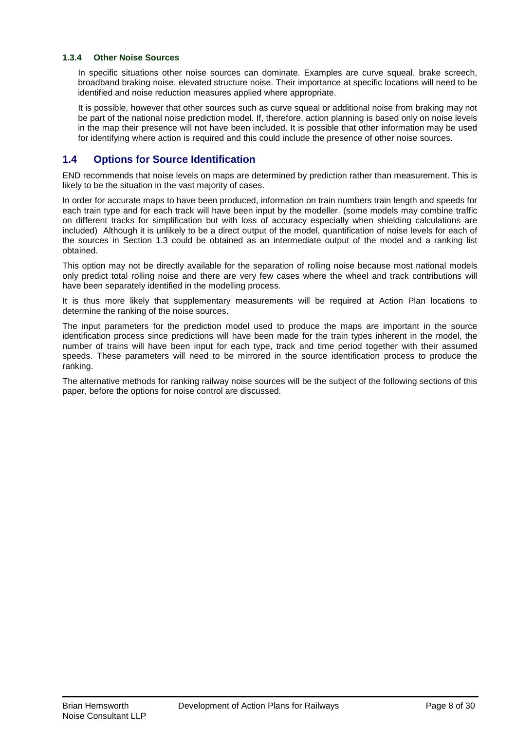#### 1.3.4 Other Noise Sources

In specific situations other noise sources can dominate. Examples are curve squeal, brake screech, broadband braking noise, elevated structure noise. Their importance at specific locations will need to be identified and noise reduction measures applied where appropriate.

It is possible, however that other sources such as curve squeal or additional noise from braking may not be part of the national noise prediction model. If, therefore, action planning is based only on noise levels in the map their presence will not have been included. It is possible that other information may be used for identifying where action is required and this could include the presence of other noise sources.

## 1.4 Options for Source Identification

END recommends that noise levels on maps are determined by prediction rather than measurement. This is likely to be the situation in the vast majority of cases.

In order for accurate maps to have been produced, information on train numbers train length and speeds for each train type and for each track will have been input by the modeller. (some models may combine traffic on different tracks for simplification but with loss of accuracy especially when shielding calculations are included) Although it is unlikely to be a direct output of the model, quantification of noise levels for each of the sources in Section 1.3 could be obtained as an intermediate output of the model and a ranking list obtained.

This option may not be directly available for the separation of rolling noise because most national models only predict total rolling noise and there are very few cases where the wheel and track contributions will have been separately identified in the modelling process.

It is thus more likely that supplementary measurements will be required at Action Plan locations to determine the ranking of the noise sources.

The input parameters for the prediction model used to produce the maps are important in the source identification process since predictions will have been made for the train types inherent in the model, the number of trains will have been input for each type, track and time period together with their assumed speeds. These parameters will need to be mirrored in the source identification process to produce the ranking.

The alternative methods for ranking railway noise sources will be the subject of the following sections of this paper, before the options for noise control are discussed.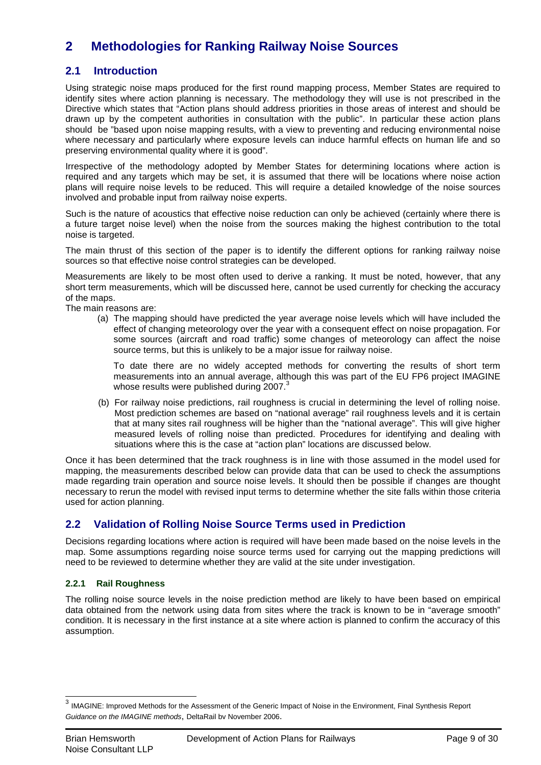# 2 Methodologies for Ranking Railway Noise Sources

## 2.1 Introduction

Using strategic noise maps produced for the first round mapping process, Member States are required to identify sites where action planning is necessary. The methodology they will use is not prescribed in the Directive which states that "Action plans should address priorities in those areas of interest and should be drawn up by the competent authorities in consultation with the public". In particular these action plans should be "based upon noise mapping results, with a view to preventing and reducing environmental noise where necessary and particularly where exposure levels can induce harmful effects on human life and so preserving environmental quality where it is good".

Irrespective of the methodology adopted by Member States for determining locations where action is required and any targets which may be set, it is assumed that there will be locations where noise action plans will require noise levels to be reduced. This will require a detailed knowledge of the noise sources involved and probable input from railway noise experts.

Such is the nature of acoustics that effective noise reduction can only be achieved (certainly where there is a future target noise level) when the noise from the sources making the highest contribution to the total noise is targeted.

The main thrust of this section of the paper is to identify the different options for ranking railway noise sources so that effective noise control strategies can be developed.

Measurements are likely to be most often used to derive a ranking. It must be noted, however, that any short term measurements, which will be discussed here, cannot be used currently for checking the accuracy of the maps.

The main reasons are:

(a) The mapping should have predicted the year average noise levels which will have included the effect of changing meteorology over the year with a consequent effect on noise propagation. For some sources (aircraft and road traffic) some changes of meteorology can affect the noise source terms, but this is unlikely to be a major issue for railway noise.

To date there are no widely accepted methods for converting the results of short term measurements into an annual average, although this was part of the EU FP6 project IMAGINE whose results were published during 2007.[3]

(b) For railway noise predictions, rail roughness is crucial in determining the level of rolling noise. Most prediction schemes are based on "national average" rail roughness levels and it is certain that at many sites rail roughness will be higher than the "national average". This will give higher measured levels of rolling noise than predicted. Procedures for identifying and dealing with situations where this is the case at "action plan" locations are discussed below.

Once it has been determined that the track roughness is in line with those assumed in the model used for mapping, the measurements described below can provide data that can be used to check the assumptions made regarding train operation and source noise levels. It should then be possible if changes are thought necessary to rerun the model with revised input terms to determine whether the site falls within those criteria used for action planning.

## 2.2 Validation of Rolling Noise Source Terms used in Prediction

Decisions regarding locations where action is required will have been made based on the noise levels in the map. Some assumptions regarding noise source terms used for carrying out the mapping predictions will need to be reviewed to determine whether they are valid at the site under investigation.

### 2.2.1 Rail Roughness

The rolling noise source levels in the noise prediction method are likely to have been based on empirical data obtained from the network using data from sites where the track is known to be in "average smooth" condition. It is necessary in the first instance at a site where action is planned to confirm the accuracy of this assumption.

---

[3] IMAGINE: Improved Methods for the Assessment of the Generic Impact of Noise in the Environment, Final Synthesis Report *Guidance on the IMAGINE methods*, DeltaRail bv November 2006.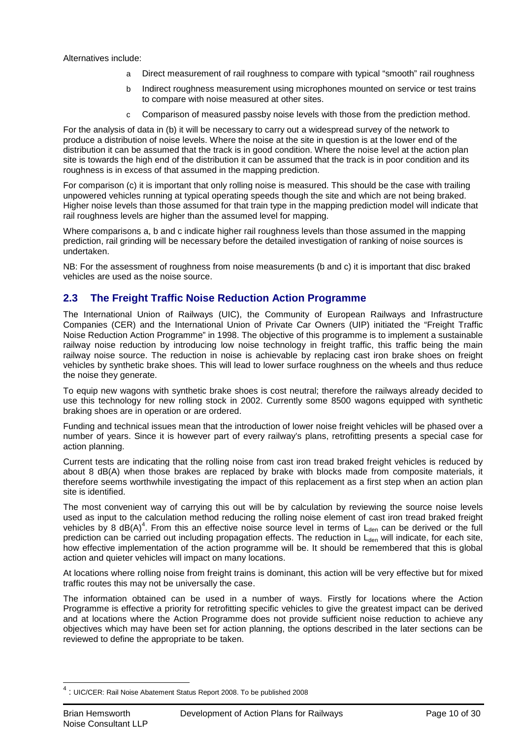Alternatives include:

a. Direct measurement of rail roughness to compare with typical "smooth" rail roughness

b. Indirect roughness measurement using microphones mounted on service or test trains to compare with noise measured at other sites.

c. Comparison of measured passby noise levels with those from the prediction method.

For the analysis of data in (b) it will be necessary to carry out a widespread survey of the network to produce a distribution of noise levels. Where the noise at the site in question is at the lower end of the distribution it can be assumed that the track is in good condition. Where the noise level at the action plan site is towards the high end of the distribution it can be assumed that the track is in poor condition and its roughness is in excess of that assumed in the mapping prediction.

For comparison (c) it is important that only rolling noise is measured. This should be the case with trailing unpowered vehicles running at typical operating speeds though the site and which are not being braked. Higher noise levels than those assumed for that train type in the mapping prediction model will indicate that rail roughness levels are higher than the assumed level for mapping.

Where comparisons a, b and c indicate higher rail roughness levels than those assumed in the mapping prediction, rail grinding will be necessary before the detailed investigation of ranking of noise sources is undertaken.

NB: For the assessment of roughness from noise measurements (b and c) it is important that disc braked vehicles are used as the noise source.

## 2.3 The Freight Traffic Noise Reduction Action Programme

The International Union of Railways (UIC), the Community of European Railways and Infrastructure Companies (CER) and the International Union of Private Car Owners (UIP) initiated the "Freight Traffic Noise Reduction Action Programme" in 1998. The objective of this programme is to implement a sustainable railway noise reduction by introducing low noise technology in freight traffic, this traffic being the main railway noise source. The reduction in noise is achievable by replacing cast iron brake shoes on freight vehicles by synthetic brake shoes. This will lead to lower surface roughness on the wheels and thus reduce the noise they generate.

To equip new wagons with synthetic brake shoes is cost neutral; therefore the railways already decided to use this technology for new rolling stock in 2002. Currently some 8500 wagons equipped with synthetic braking shoes are in operation or are ordered.

Funding and technical issues mean that the introduction of lower noise freight vehicles will be phased over a number of years. Since it is however part of every railway's plans, retrofitting presents a special case for action planning.

Current tests are indicating that the rolling noise from cast iron tread braked freight vehicles is reduced by about 8 dB(A) when those brakes are replaced by brake with blocks made from composite materials, it therefore seems worthwhile investigating the impact of this replacement as a first step when an action plan site is identified.

The most convenient way of carrying this out will be by calculation by reviewing the source noise levels used as input to the calculation method reducing the rolling noise element of cast iron tread braked freight vehicles by 8 dB(A)[4]. From this an effective noise source level in terms of $L_{den}$ can be derived or the full prediction can be carried out including propagation effects. The reduction in $L_{den}$ will indicate, for each site, how effective implementation of the action programme will be. It should be remembered that this is global action and quieter vehicles will impact on many locations.

At locations where rolling noise from freight trains is dominant, this action will be very effective but for mixed traffic routes this may not be universally the case.

The information obtained can be used in a number of ways. Firstly for locations where the Action Programme is effective a priority for retrofitting specific vehicles to give the greatest impact can be derived and at locations where the Action Programme does not provide sufficient noise reduction to achieve any objectives which may have been set for action planning, the options described in the later sections can be reviewed to define the appropriate to be taken.

[4] : UIC/CER: Rail Noise Abatement Status Report 2008. To be published 2008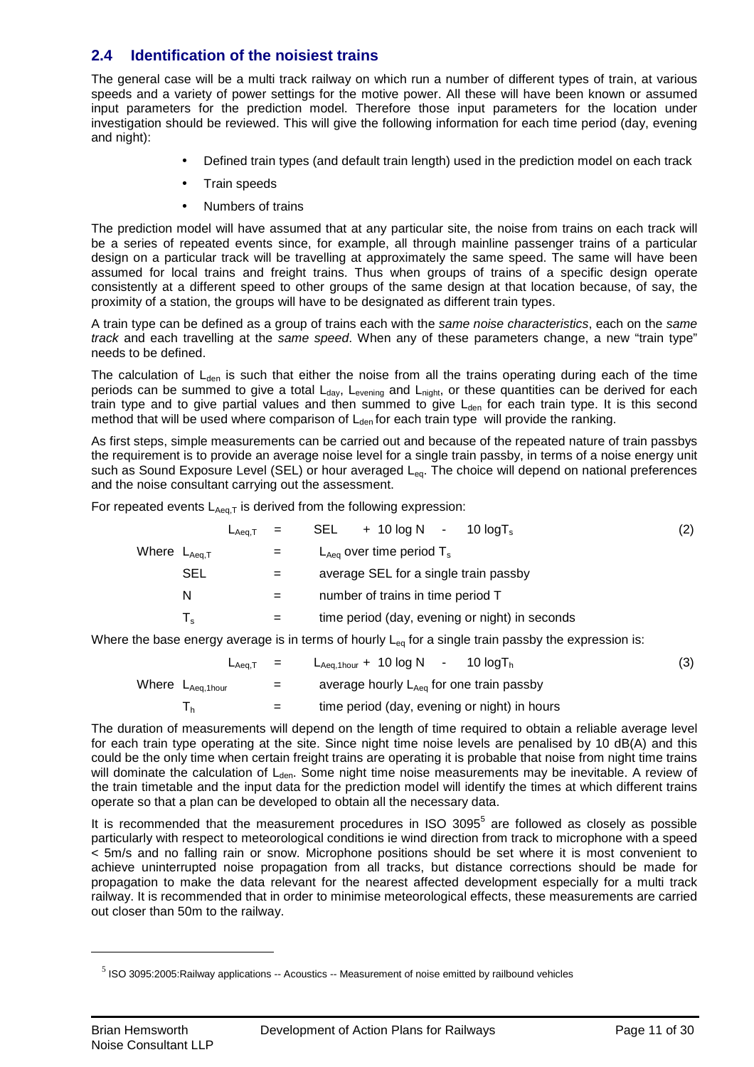## 2.4 Identification of the noisiest trains

The general case will be a multi track railway on which run a number of different types of train, at various speeds and a variety of power settings for the motive power. All these will have been known or assumed input parameters for the prediction model. Therefore those input parameters for the location under investigation should be reviewed. This will give the following information for each time period (day, evening and night):

- Defined train types (and default train length) used in the prediction model on each track
- Train speeds
- Numbers of trains

The prediction model will have assumed that at any particular site, the noise from trains on each track will be a series of repeated events since, for example, all through mainline passenger trains of a particular design on a particular track will be travelling at approximately the same speed. The same will have been assumed for local trains and freight trains. Thus when groups of trains of a specific design operate consistently at a different speed to other groups of the same design at that location because, of say, the proximity of a station, the groups will have to be designated as different train types.

A train type can be defined as a group of trains each with the *same noise characteristics*, each on the *same track* and each travelling at the *same speed*. When any of these parameters change, a new "train type" needs to be defined.

The calculation of $L_{den}$ is such that either the noise from all the trains operating during each of the time periods can be summed to give a total $L_{day}$, $L_{evening}$ and $L_{night}$, or these quantities can be derived for each train type and to give partial values and then summed to give $L_{den}$ for each train type. It is this second method that will be used where comparison of $L_{den}$ for each train type will provide the ranking.

As first steps, simple measurements can be carried out and because of the repeated nature of train passbys the requirement is to provide an average noise level for a single train passby, in terms of a noise energy unit such as Sound Exposure Level (SEL) or hour averaged $L_{eq}$. The choice will depend on national preferences and the noise consultant carrying out the assessment.

For repeated events $L_{Aeq,T}$ is derived from the following expression:

$$L_{Aeq,T} = SEL + 10 \log N - 10 \log T_s \qquad (2)$$

Where $L_{Aeq,T}$ = $L_{Aeq}$ over time period $T_s$

SEL = average SEL for a single train passby

N = number of trains in time period T

$T_s$ = time period (day, evening or night) in seconds

Where the base energy average is in terms of hourly $L_{eq}$ for a single train passby the expression is:

$$L_{Aeq,T} = L_{Aeq,1hour} + 10 \log N - 10 \log T_h \qquad (3)$$

Where $L_{Aeq,1hour}$ = average hourly $L_{Aeq}$ for one train passby

$T_h$ = time period (day, evening or night) in hours

The duration of measurements will depend on the length of time required to obtain a reliable average level for each train type operating at the site. Since night time noise levels are penalised by 10 dB(A) and this could be the only time when certain freight trains are operating it is probable that noise from night time trains will dominate the calculation of $L_{den}$. Some night time noise measurements may be inevitable. A review of the train timetable and the input data for the prediction model will identify the times at which different trains operate so that a plan can be developed to obtain all the necessary data.

It is recommended that the measurement procedures in ISO 3095[5] are followed as closely as possible particularly with respect to meteorological conditions ie wind direction from track to microphone with a speed < 5m/s and no falling rain or snow. Microphone positions should be set where it is most convenient to achieve uninterrupted noise propagation from all tracks, but distance corrections should be made for propagation to make the data relevant for the nearest affected development especially for a multi track railway. It is recommended that in order to minimise meteorological effects, these measurements are carried out closer than 50m to the railway.

[5] ISO 3095:2005:Railway applications -- Acoustics -- Measurement of noise emitted by railbound vehicles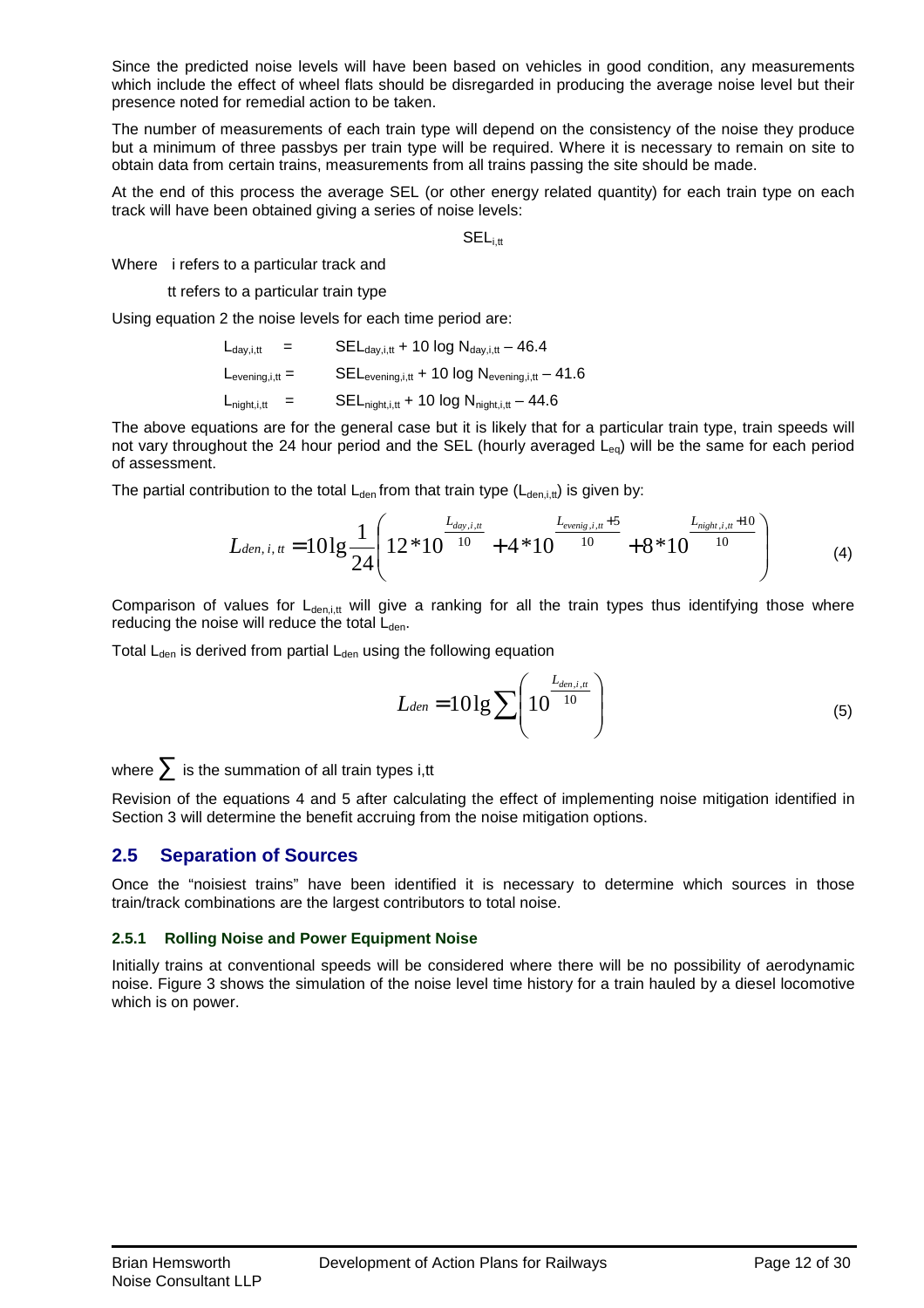Since the predicted noise levels will have been based on vehicles in good condition, any measurements which include the effect of wheel flats should be disregarded in producing the average noise level but their presence noted for remedial action to be taken.

The number of measurements of each train type will depend on the consistency of the noise they produce but a minimum of three passbys per train type will be required. Where it is necessary to remain on site to obtain data from certain trains, measurements from all trains passing the site should be made.

At the end of this process the average SEL (or other energy related quantity) for each train type on each track will have been obtained giving a series of noise levels:

$$SEL_{i,tt}$$

Where i refers to a particular track and

tt refers to a particular train type

Using equation 2 the noise levels for each time period are:

$$L_{day,i,tt} = SEL_{day,i,tt} + 10 \log N_{day,i,tt} - 46.4$$

$$L_{evening,i,tt} = SEL_{evening,i,tt} + 10 \log N_{evening,i,tt} - 41.6$$

$$L_{night,i,tt} = SEL_{night,i,tt} + 10 \log N_{night,i,tt} - 44.6$$

The above equations are for the general case but it is likely that for a particular train type, train speeds will not vary throughout the 24 hour period and the SEL (hourly averaged $L_{eq}$) will be the same for each period of assessment.

The partial contribution to the total $L_{den}$ from that train type ($L_{den,i,tt}$) is given by:

$$L_{den,\,i,\,tt} = 10 \lg \frac{1}{24}\left( 12 * 10^{\frac{L_{day,i,tt}}{10}} + 4 * 10^{\frac{L_{evenig,i,tt}+5}{10}} + 8 * 10^{\frac{L_{night,i,tt}+10}{10}} \right) \tag{4}$$

Comparison of values for $L_{den,i,tt}$ will give a ranking for all the train types thus identifying those where reducing the noise will reduce the total $L_{den}$.

Total $L_{den}$ is derived from partial $L_{den}$ using the following equation

$$L_{den} = 10 \lg \sum \left( 10^{\frac{L_{den,i,tt}}{10}} \right) \tag{5}$$

where $\sum$ is the summation of all train types i,tt

Revision of the equations 4 and 5 after calculating the effect of implementing noise mitigation identified in Section 3 will determine the benefit accruing from the noise mitigation options.

## 2.5 Separation of Sources

Once the "noisiest trains" have been identified it is necessary to determine which sources in those train/track combinations are the largest contributors to total noise.

### 2.5.1 Rolling Noise and Power Equipment Noise

Initially trains at conventional speeds will be considered where there will be no possibility of aerodynamic noise. Figure 3 shows the simulation of the noise level time history for a train hauled by a diesel locomotive which is on power.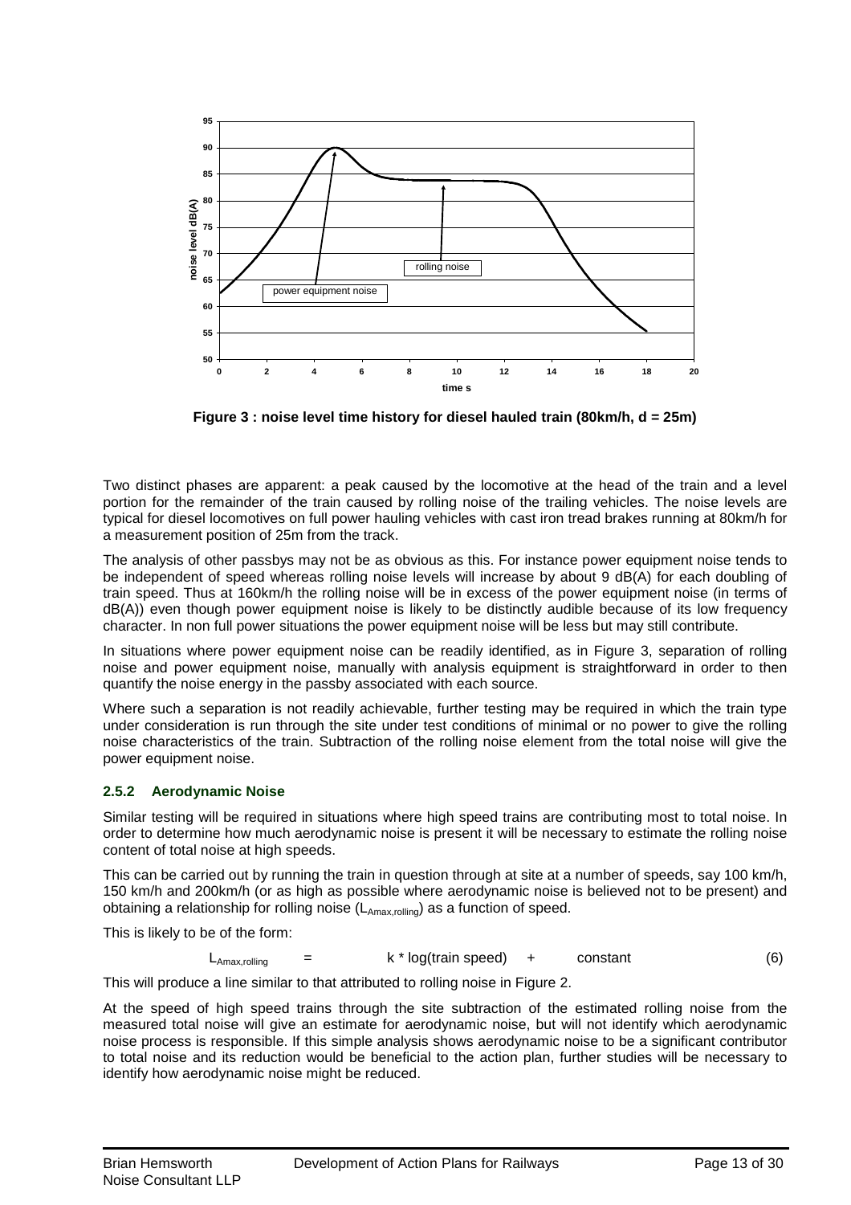Figure 3 : noise level time history for diesel hauled train (80km/h, d = 25m)

Two distinct phases are apparent: a peak caused by the locomotive at the head of the train and a level portion for the remainder of the train caused by rolling noise of the trailing vehicles. The noise levels are typical for diesel locomotives on full power hauling vehicles with cast iron tread brakes running at 80km/h for a measurement position of 25m from the track.

The analysis of other passbys may not be as obvious as this. For instance power equipment noise tends to be independent of speed whereas rolling noise levels will increase by about 9 dB(A) for each doubling of train speed. Thus at 160km/h the rolling noise will be in excess of the power equipment noise (in terms of dB(A)) even though power equipment noise is likely to be distinctly audible because of its low frequency character. In non full power situations the power equipment noise will be less but may still contribute.

In situations where power equipment noise can be readily identified, as in Figure 3, separation of rolling noise and power equipment noise, manually with analysis equipment is straightforward in order to then quantify the noise energy in the passby associated with each source.

Where such a separation is not readily achievable, further testing may be required in which the train type under consideration is run through the site under test conditions of minimal or no power to give the rolling noise characteristics of the train. Subtraction of the rolling noise element from the total noise will give the power equipment noise.

### 2.5.2 Aerodynamic Noise

Similar testing will be required in situations where high speed trains are contributing most to total noise. In order to determine how much aerodynamic noise is present it will be necessary to estimate the rolling noise content of total noise at high speeds.

This can be carried out by running the train in question through at site at a number of speeds, say 100 km/h, 150 km/h and 200km/h (or as high as possible where aerodynamic noise is believed not to be present) and obtaining a relationship for rolling noise ($L_{Amax,rolling}$) as a function of speed.

This is likely to be of the form:

$$L_{Amax,rolling} = k * \log(\text{train speed}) + \text{constant} \qquad (6)$$

This will produce a line similar to that attributed to rolling noise in Figure 2.

At the speed of high speed trains through the site subtraction of the estimated rolling noise from the measured total noise will give an estimate for aerodynamic noise, but will not identify which aerodynamic noise process is responsible. If this simple analysis shows aerodynamic noise to be a significant contributor to total noise and its reduction would be beneficial to the action plan, further studies will be necessary to identify how aerodynamic noise might be reduced.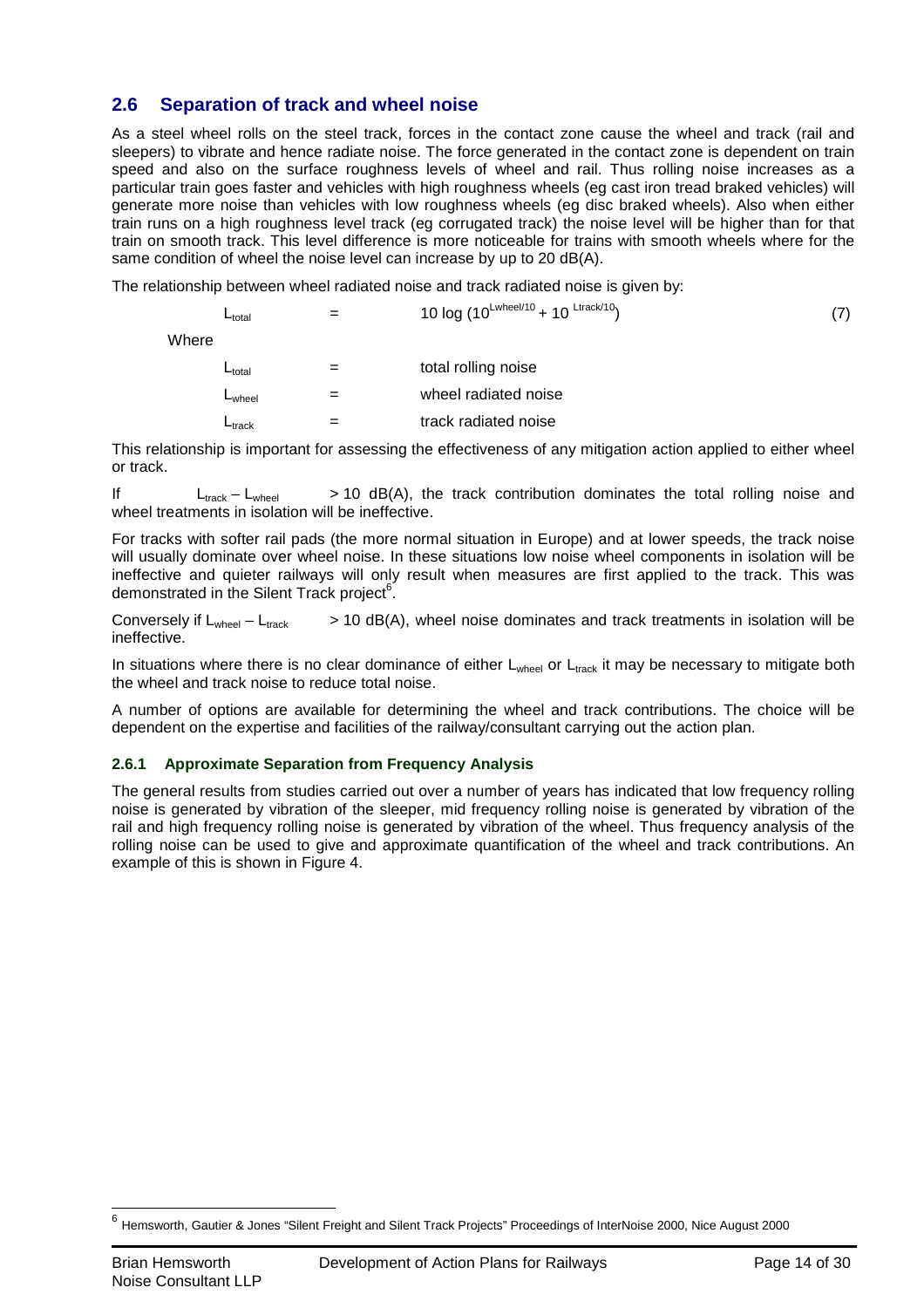## 2.6 Separation of track and wheel noise

As a steel wheel rolls on the steel track, forces in the contact zone cause the wheel and track (rail and sleepers) to vibrate and hence radiate noise. The force generated in the contact zone is dependent on train speed and also on the surface roughness levels of wheel and rail. Thus rolling noise increases as a particular train goes faster and vehicles with high roughness wheels (eg cast iron tread braked vehicles) will generate more noise than vehicles with low roughness wheels (eg disc braked wheels). Also when either train runs on a high roughness level track (eg corrugated track) the noise level will be higher than for that train on smooth track. This level difference is more noticeable for trains with smooth wheels where for the same condition of wheel the noise level can increase by up to 20 dB(A).

The relationship between wheel radiated noise and track radiated noise is given by:

$$L_{total} = 10 \log (10^{L_{wheel}/10} + 10^{L_{track}/10}) \quad (7)$$

Where

$L_{total}$ = total rolling noise

$L_{wheel}$ = wheel radiated noise

$L_{track}$ = track radiated noise

This relationship is important for assessing the effectiveness of any mitigation action applied to either wheel or track.

If $L_{track} - L_{wheel}$ > 10 dB(A), the track contribution dominates the total rolling noise and wheel treatments in isolation will be ineffective.

For tracks with softer rail pads (the more normal situation in Europe) and at lower speeds, the track noise will usually dominate over wheel noise. In these situations low noise wheel components in isolation will be ineffective and quieter railways will only result when measures are first applied to the track. This was demonstrated in the Silent Track project[6].

Conversely if $L_{wheel} - L_{track}$ > 10 dB(A), wheel noise dominates and track treatments in isolation will be ineffective.

In situations where there is no clear dominance of either $L_{wheel}$ or $L_{track}$ it may be necessary to mitigate both the wheel and track noise to reduce total noise.

A number of options are available for determining the wheel and track contributions. The choice will be dependent on the expertise and facilities of the railway/consultant carrying out the action plan.

### 2.6.1 Approximate Separation from Frequency Analysis

The general results from studies carried out over a number of years has indicated that low frequency rolling noise is generated by vibration of the sleeper, mid frequency rolling noise is generated by vibration of the rail and high frequency rolling noise is generated by vibration of the wheel. Thus frequency analysis of the rolling noise can be used to give and approximate quantification of the wheel and track contributions. An example of this is shown in Figure 4.

---

[6] Hemsworth, Gautier & Jones "Silent Freight and Silent Track Projects" Proceedings of InterNoise 2000, Nice August 2000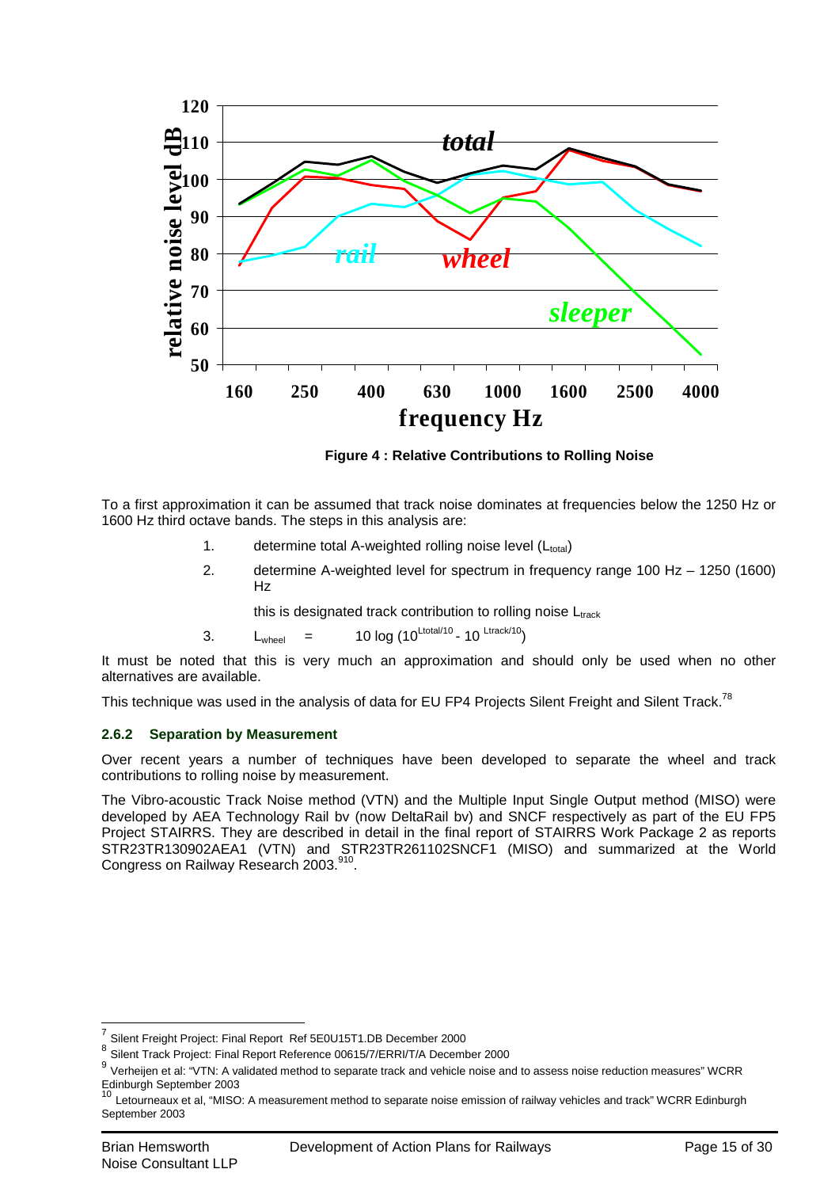Figure 4 : Relative Contributions to Rolling Noise

To a first approximation it can be assumed that track noise dominates at frequencies below the 1250 Hz or 1600 Hz third octave bands. The steps in this analysis are:

1. determine total A-weighted rolling noise level ($L_{total}$)
2. determine A-weighted level for spectrum in frequency range 100 Hz – 1250 (1600) Hz

   this is designated track contribution to rolling noise $L_{track}$
3. $L_{wheel}$ = $10 \log (10^{Ltotal/10} - 10^{Ltrack/10})$

It must be noted that this is very much an approximation and should only be used when no other alternatives are available.

This technique was used in the analysis of data for EU FP4 Projects Silent Freight and Silent Track.[7,8]

### 2.6.2 Separation by Measurement

Over recent years a number of techniques have been developed to separate the wheel and track contributions to rolling noise by measurement.

The Vibro-acoustic Track Noise method (VTN) and the Multiple Input Single Output method (MISO) were developed by AEA Technology Rail bv (now DeltaRail bv) and SNCF respectively as part of the EU FP5 Project STAIRRS. They are described in detail in the final report of STAIRRS Work Package 2 as reports STR23TR130902AEA1 (VTN) and STR23TR261102SNCF1 (MISO) and summarized at the World Congress on Railway Research 2003.[9,10].

---

[7] Silent Freight Project: Final Report Ref 5E0U15T1.DB December 2000

[8] Silent Track Project: Final Report Reference 00615/7/ERRI/T/A December 2000

[9] Verheijen et al: "VTN: A validated method to separate track and vehicle noise and to assess noise reduction measures" WCRR Edinburgh September 2003

[10] Letourneaux et al, "MISO: A measurement method to separate noise emission of railway vehicles and track" WCRR Edinburgh September 2003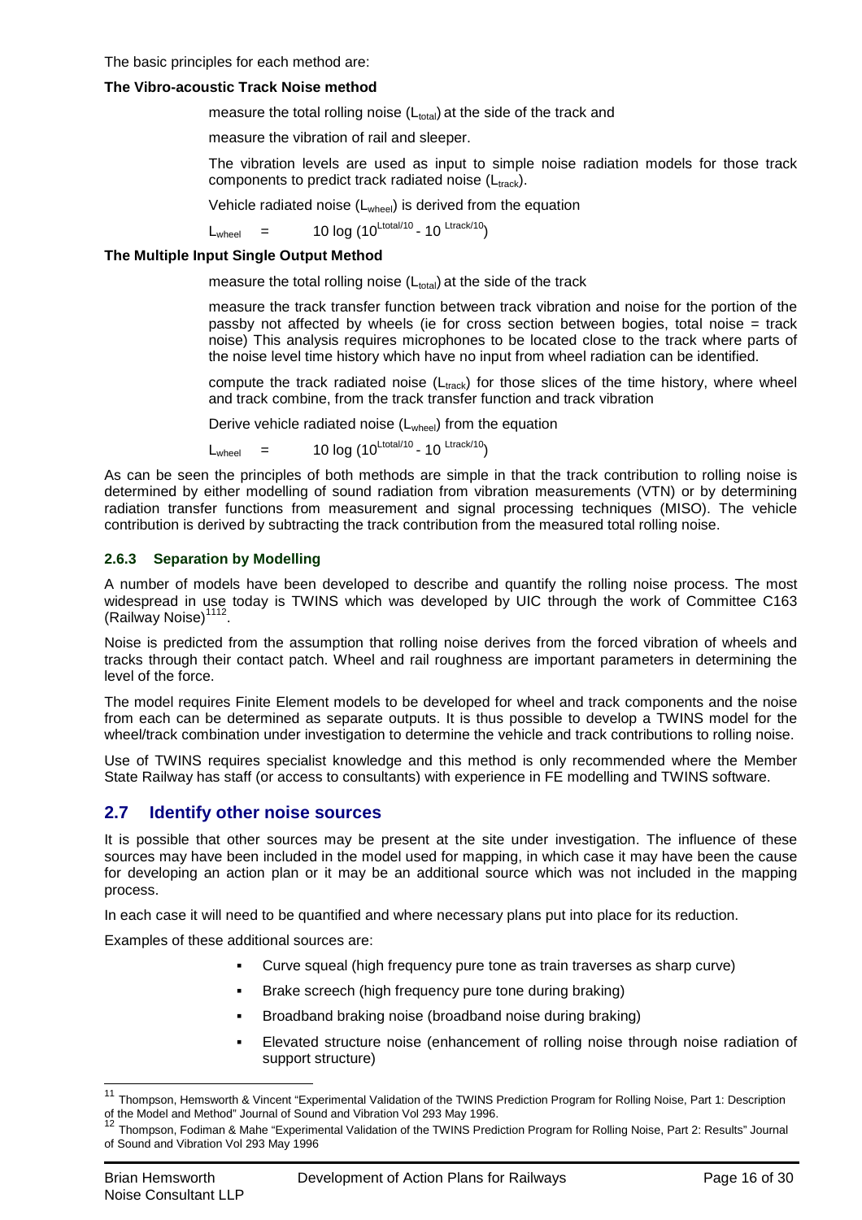The basic principles for each method are:

**The Vibro-acoustic Track Noise method**

measure the total rolling noise ($L_{total}$) at the side of the track and

measure the vibration of rail and sleeper.

The vibration levels are used as input to simple noise radiation models for those track components to predict track radiated noise ($L_{track}$).

Vehicle radiated noise ($L_{wheel}$) is derived from the equation

$$L_{wheel} = 10 \log (10^{Ltotal/10} - 10^{Ltrack/10})$$

**The Multiple Input Single Output Method**

measure the total rolling noise ($L_{total}$) at the side of the track

measure the track transfer function between track vibration and noise for the portion of the passby not affected by wheels (ie for cross section between bogies, total noise = track noise) This analysis requires microphones to be located close to the track where parts of the noise level time history which have no input from wheel radiation can be identified.

compute the track radiated noise ($L_{track}$) for those slices of the time history, where wheel and track combine, from the track transfer function and track vibration

Derive vehicle radiated noise ($L_{wheel}$) from the equation

$$L_{wheel} = 10 \log (10^{Ltotal/10} - 10^{Ltrack/10})$$

As can be seen the principles of both methods are simple in that the track contribution to rolling noise is determined by either modelling of sound radiation from vibration measurements (VTN) or by determining radiation transfer functions from measurement and signal processing techniques (MISO). The vehicle contribution is derived by subtracting the track contribution from the measured total rolling noise.

#### 2.6.3 Separation by Modelling

A number of models have been developed to describe and quantify the rolling noise process. The most widespread in use today is TWINS which was developed by UIC through the work of Committee C163 (Railway Noise)[11,12].

Noise is predicted from the assumption that rolling noise derives from the forced vibration of wheels and tracks through their contact patch. Wheel and rail roughness are important parameters in determining the level of the force.

The model requires Finite Element models to be developed for wheel and track components and the noise from each can be determined as separate outputs. It is thus possible to develop a TWINS model for the wheel/track combination under investigation to determine the vehicle and track contributions to rolling noise.

Use of TWINS requires specialist knowledge and this method is only recommended where the Member State Railway has staff (or access to consultants) with experience in FE modelling and TWINS software.

## 2.7 Identify other noise sources

It is possible that other sources may be present at the site under investigation. The influence of these sources may have been included in the model used for mapping, in which case it may have been the cause for developing an action plan or it may be an additional source which was not included in the mapping process.

In each case it will need to be quantified and where necessary plans put into place for its reduction.

Examples of these additional sources are:

- Curve squeal (high frequency pure tone as train traverses as sharp curve)
- Brake screech (high frequency pure tone during braking)
- Broadband braking noise (broadband noise during braking)
- Elevated structure noise (enhancement of rolling noise through noise radiation of support structure)

[11] Thompson, Hemsworth & Vincent "Experimental Validation of the TWINS Prediction Program for Rolling Noise, Part 1: Description of the Model and Method" Journal of Sound and Vibration Vol 293 May 1996.

[12] Thompson, Fodiman & Mahe "Experimental Validation of the TWINS Prediction Program for Rolling Noise, Part 2: Results" Journal of Sound and Vibration Vol 293 May 1996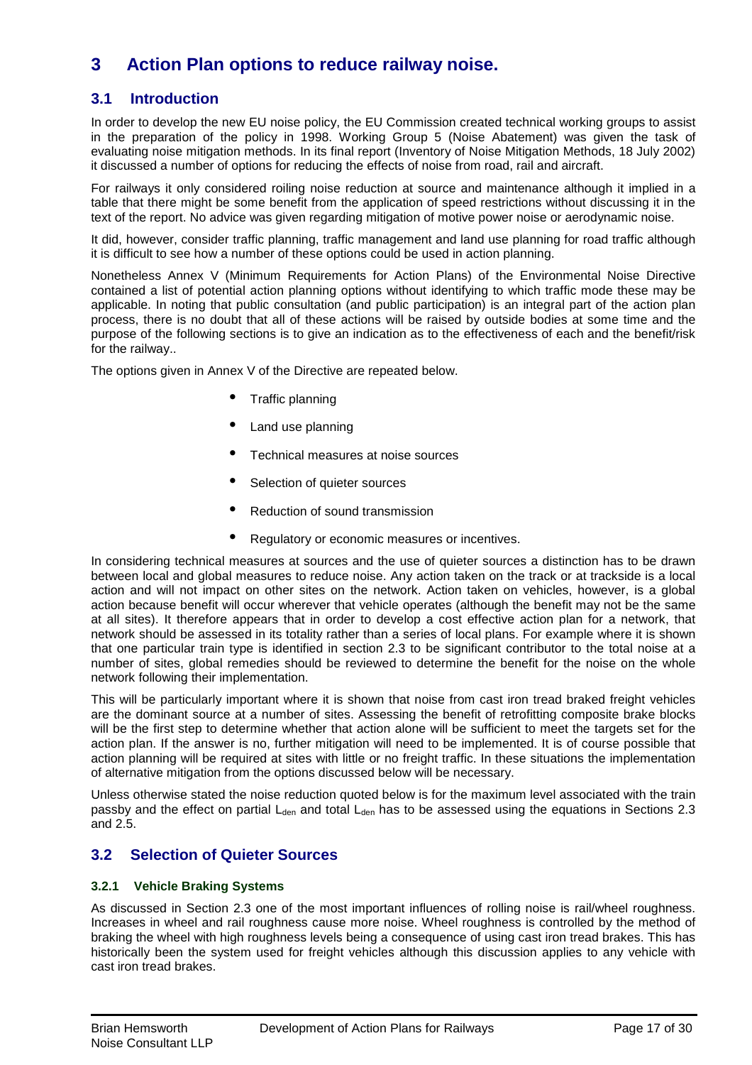# 3 Action Plan options to reduce railway noise.

## 3.1 Introduction

In order to develop the new EU noise policy, the EU Commission created technical working groups to assist in the preparation of the policy in 1998. Working Group 5 (Noise Abatement) was given the task of evaluating noise mitigation methods. In its final report (Inventory of Noise Mitigation Methods, 18 July 2002) it discussed a number of options for reducing the effects of noise from road, rail and aircraft.

For railways it only considered roiling noise reduction at source and maintenance although it implied in a table that there might be some benefit from the application of speed restrictions without discussing it in the text of the report. No advice was given regarding mitigation of motive power noise or aerodynamic noise.

It did, however, consider traffic planning, traffic management and land use planning for road traffic although it is difficult to see how a number of these options could be used in action planning.

Nonetheless Annex V (Minimum Requirements for Action Plans) of the Environmental Noise Directive contained a list of potential action planning options without identifying to which traffic mode these may be applicable. In noting that public consultation (and public participation) is an integral part of the action plan process, there is no doubt that all of these actions will be raised by outside bodies at some time and the purpose of the following sections is to give an indication as to the effectiveness of each and the benefit/risk for the railway..

The options given in Annex V of the Directive are repeated below.

- Traffic planning
- Land use planning
- Technical measures at noise sources
- Selection of quieter sources
- Reduction of sound transmission
- Regulatory or economic measures or incentives.

In considering technical measures at sources and the use of quieter sources a distinction has to be drawn between local and global measures to reduce noise. Any action taken on the track or at trackside is a local action and will not impact on other sites on the network. Action taken on vehicles, however, is a global action because benefit will occur wherever that vehicle operates (although the benefit may not be the same at all sites). It therefore appears that in order to develop a cost effective action plan for a network, that network should be assessed in its totality rather than a series of local plans. For example where it is shown that one particular train type is identified in section 2.3 to be significant contributor to the total noise at a number of sites, global remedies should be reviewed to determine the benefit for the noise on the whole network following their implementation.

This will be particularly important where it is shown that noise from cast iron tread braked freight vehicles are the dominant source at a number of sites. Assessing the benefit of retrofitting composite brake blocks will be the first step to determine whether that action alone will be sufficient to meet the targets set for the action plan. If the answer is no, further mitigation will need to be implemented. It is of course possible that action planning will be required at sites with little or no freight traffic. In these situations the implementation of alternative mitigation from the options discussed below will be necessary.

Unless otherwise stated the noise reduction quoted below is for the maximum level associated with the train passby and the effect on partial $L_{den}$ and total $L_{den}$ has to be assessed using the equations in Sections 2.3 and 2.5.

## 3.2 Selection of Quieter Sources

### 3.2.1 Vehicle Braking Systems

As discussed in Section 2.3 one of the most important influences of rolling noise is rail/wheel roughness. Increases in wheel and rail roughness cause more noise. Wheel roughness is controlled by the method of braking the wheel with high roughness levels being a consequence of using cast iron tread brakes. This has historically been the system used for freight vehicles although this discussion applies to any vehicle with cast iron tread brakes.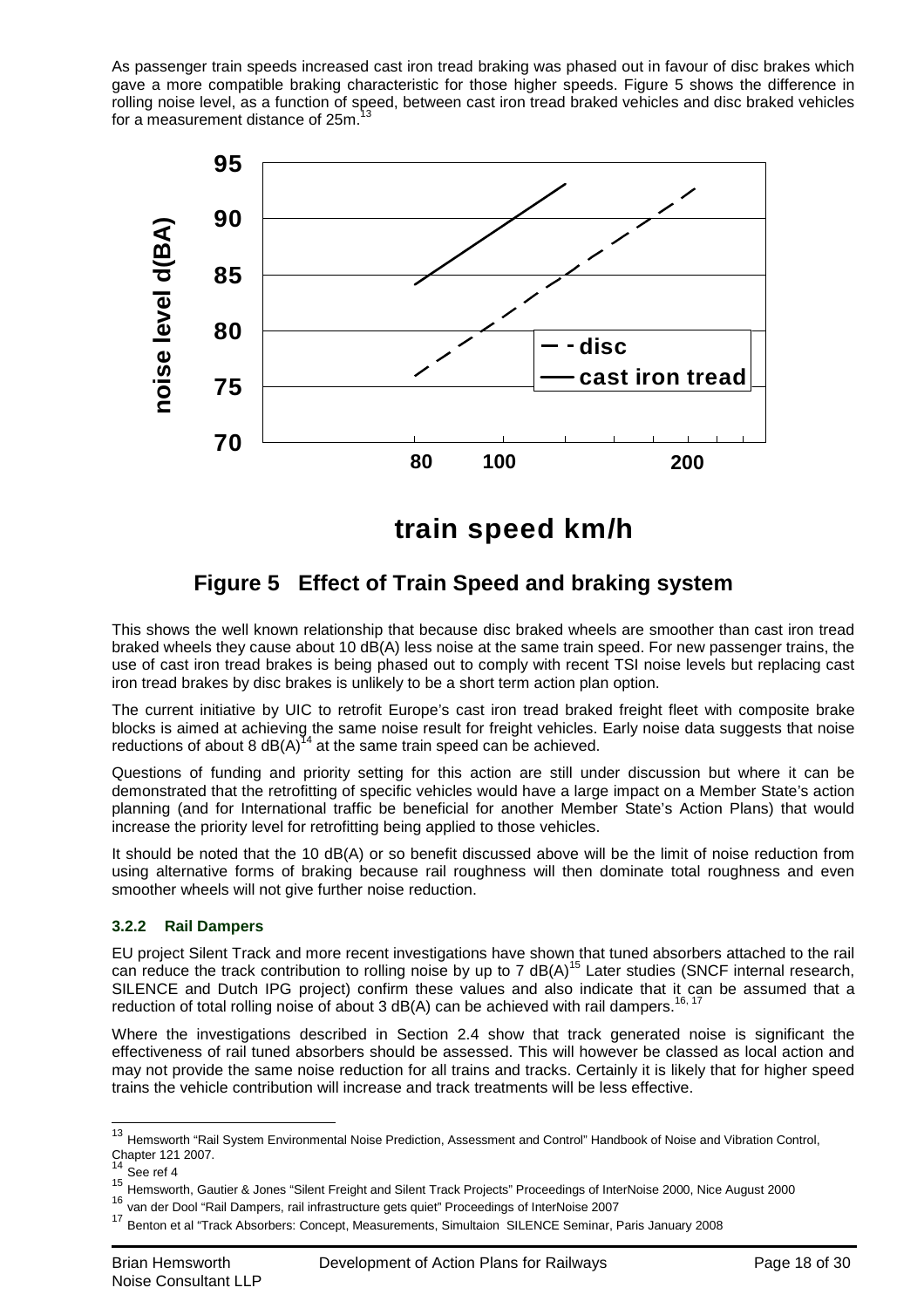As passenger train speeds increased cast iron tread braking was phased out in favour of disc brakes which gave a more compatible braking characteristic for those higher speeds. Figure 5 shows the difference in rolling noise level, as a function of speed, between cast iron tread braked vehicles and disc braked vehicles for a measurement distance of 25m.[13]

**Figure 5 Effect of Train Speed and braking system**

This shows the well known relationship that because disc braked wheels are smoother than cast iron tread braked wheels they cause about 10 dB(A) less noise at the same train speed. For new passenger trains, the use of cast iron tread brakes is being phased out to comply with recent TSI noise levels but replacing cast iron tread brakes by disc brakes is unlikely to be a short term action plan option.

The current initiative by UIC to retrofit Europe's cast iron tread braked freight fleet with composite brake blocks is aimed at achieving the same noise result for freight vehicles. Early noise data suggests that noise reductions of about 8 dB(A)[14] at the same train speed can be achieved.

Questions of funding and priority setting for this action are still under discussion but where it can be demonstrated that the retrofitting of specific vehicles would have a large impact on a Member State's action planning (and for International traffic be beneficial for another Member State's Action Plans) that would increase the priority level for retrofitting being applied to those vehicles.

It should be noted that the 10 dB(A) or so benefit discussed above will be the limit of noise reduction from using alternative forms of braking because rail roughness will then dominate total roughness and even smoother wheels will not give further noise reduction.

### 3.2.2 Rail Dampers

EU project Silent Track and more recent investigations have shown that tuned absorbers attached to the rail can reduce the track contribution to rolling noise by up to 7 dB(A)[15] Later studies (SNCF internal research, SILENCE and Dutch IPG project) confirm these values and also indicate that it can be assumed that a reduction of total rolling noise of about 3 dB(A) can be achieved with rail dampers.[16, 17]

Where the investigations described in Section 2.4 show that track generated noise is significant the effectiveness of rail tuned absorbers should be assessed. This will however be classed as local action and may not provide the same noise reduction for all trains and tracks. Certainly it is likely that for higher speed trains the vehicle contribution will increase and track treatments will be less effective.

---

[13] Hemsworth "Rail System Environmental Noise Prediction, Assessment and Control" Handbook of Noise and Vibration Control, Chapter 121 2007.

[14] See ref 4

[15] Hemsworth, Gautier & Jones "Silent Freight and Silent Track Projects" Proceedings of InterNoise 2000, Nice August 2000

[16] van der Dool "Rail Dampers, rail infrastructure gets quiet" Proceedings of InterNoise 2007

[17] Benton et al "Track Absorbers: Concept, Measurements, Simultaion SILENCE Seminar, Paris January 2008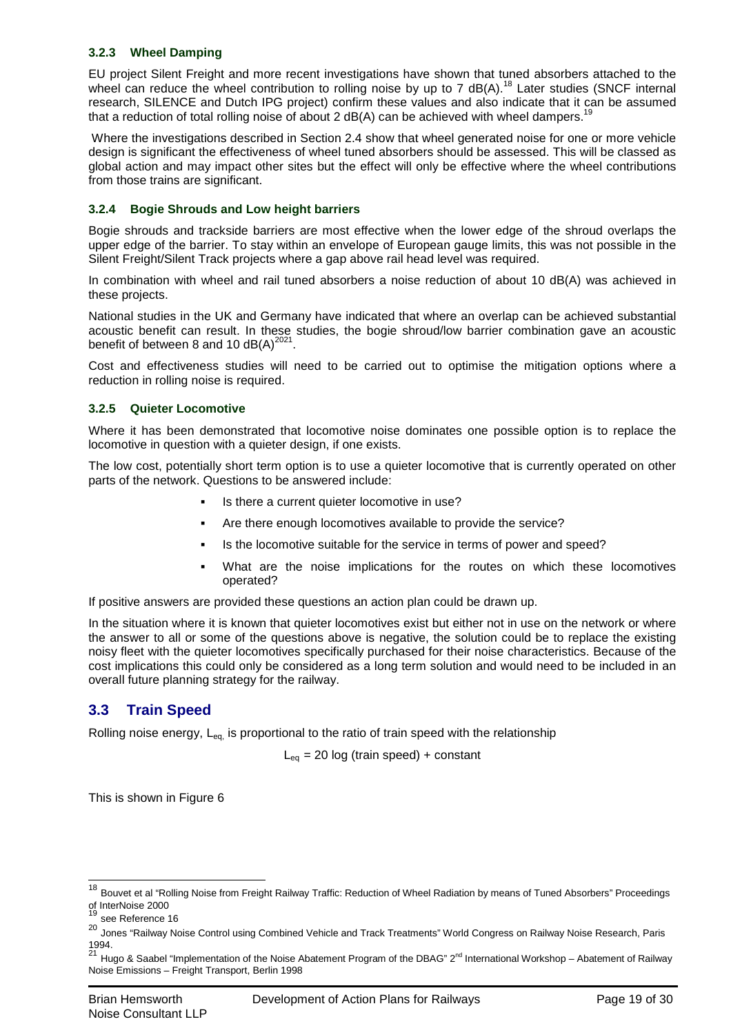### 3.2.3 Wheel Damping

EU project Silent Freight and more recent investigations have shown that tuned absorbers attached to the wheel can reduce the wheel contribution to rolling noise by up to 7 dB(A).[18] Later studies (SNCF internal research, SILENCE and Dutch IPG project) confirm these values and also indicate that it can be assumed that a reduction of total rolling noise of about 2 dB(A) can be achieved with wheel dampers.[19]

Where the investigations described in Section 2.4 show that wheel generated noise for one or more vehicle design is significant the effectiveness of wheel tuned absorbers should be assessed. This will be classed as global action and may impact other sites but the effect will only be effective where the wheel contributions from those trains are significant.

### 3.2.4 Bogie Shrouds and Low height barriers

Bogie shrouds and trackside barriers are most effective when the lower edge of the shroud overlaps the upper edge of the barrier. To stay within an envelope of European gauge limits, this was not possible in the Silent Freight/Silent Track projects where a gap above rail head level was required.

In combination with wheel and rail tuned absorbers a noise reduction of about 10 dB(A) was achieved in these projects.

National studies in the UK and Germany have indicated that where an overlap can be achieved substantial acoustic benefit can result. In these studies, the bogie shroud/low barrier combination gave an acoustic benefit of between 8 and 10 dB(A)[20,21].

Cost and effectiveness studies will need to be carried out to optimise the mitigation options where a reduction in rolling noise is required.

### 3.2.5 Quieter Locomotive

Where it has been demonstrated that locomotive noise dominates one possible option is to replace the locomotive in question with a quieter design, if one exists.

The low cost, potentially short term option is to use a quieter locomotive that is currently operated on other parts of the network. Questions to be answered include:

- Is there a current quieter locomotive in use?
- Are there enough locomotives available to provide the service?
- Is the locomotive suitable for the service in terms of power and speed?
- What are the noise implications for the routes on which these locomotives operated?

If positive answers are provided these questions an action plan could be drawn up.

In the situation where it is known that quieter locomotives exist but either not in use on the network or where the answer to all or some of the questions above is negative, the solution could be to replace the existing noisy fleet with the quieter locomotives specifically purchased for their noise characteristics. Because of the cost implications this could only be considered as a long term solution and would need to be included in an overall future planning strategy for the railway.

## 3.3 Train Speed

Rolling noise energy, $L_{eq}$, is proportional to the ratio of train speed with the relationship

$$L_{eq} = 20 \log (\text{train speed}) + \text{constant}$$

This is shown in Figure 6

---

[18] Bouvet et al "Rolling Noise from Freight Railway Traffic: Reduction of Wheel Radiation by means of Tuned Absorbers" Proceedings of InterNoise 2000

[19] see Reference 16

[20] Jones "Railway Noise Control using Combined Vehicle and Track Treatments" World Congress on Railway Noise Research, Paris 1994.

[21] Hugo & Saabel "Implementation of the Noise Abatement Program of the DBAG" 2nd International Workshop – Abatement of Railway Noise Emissions – Freight Transport, Berlin 1998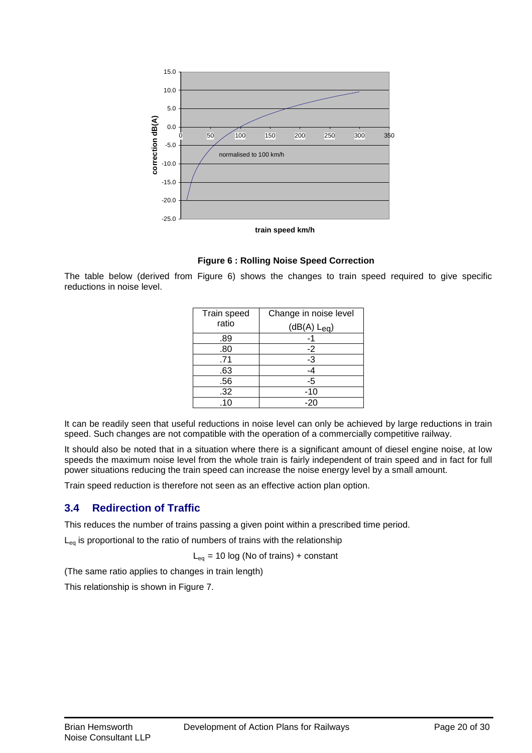**Figure 6 : Rolling Noise Speed Correction**

The table below (derived from Figure 6) shows the changes to train speed required to give specific reductions in noise level.

| Train speed ratio | Change in noise level (dB(A) $L_{eq}$) |
|---|---|
| .89 | -1 |
| .80 | -2 |
| .71 | -3 |
| .63 | -4 |
| .56 | -5 |
| .32 | -10 |
| .10 | -20 |

It can be readily seen that useful reductions in noise level can only be achieved by large reductions in train speed. Such changes are not compatible with the operation of a commercially competitive railway.

It should also be noted that in a situation where there is a significant amount of diesel engine noise, at low speeds the maximum noise level from the whole train is fairly independent of train speed and in fact for full power situations reducing the train speed can increase the noise energy level by a small amount.

Train speed reduction is therefore not seen as an effective action plan option.

## 3.4 Redirection of Traffic

This reduces the number of trains passing a given point within a prescribed time period.

$L_{eq}$ is proportional to the ratio of numbers of trains with the relationship

$$L_{eq} = 10 \log (\text{No of trains}) + \text{constant}$$

(The same ratio applies to changes in train length)

This relationship is shown in Figure 7.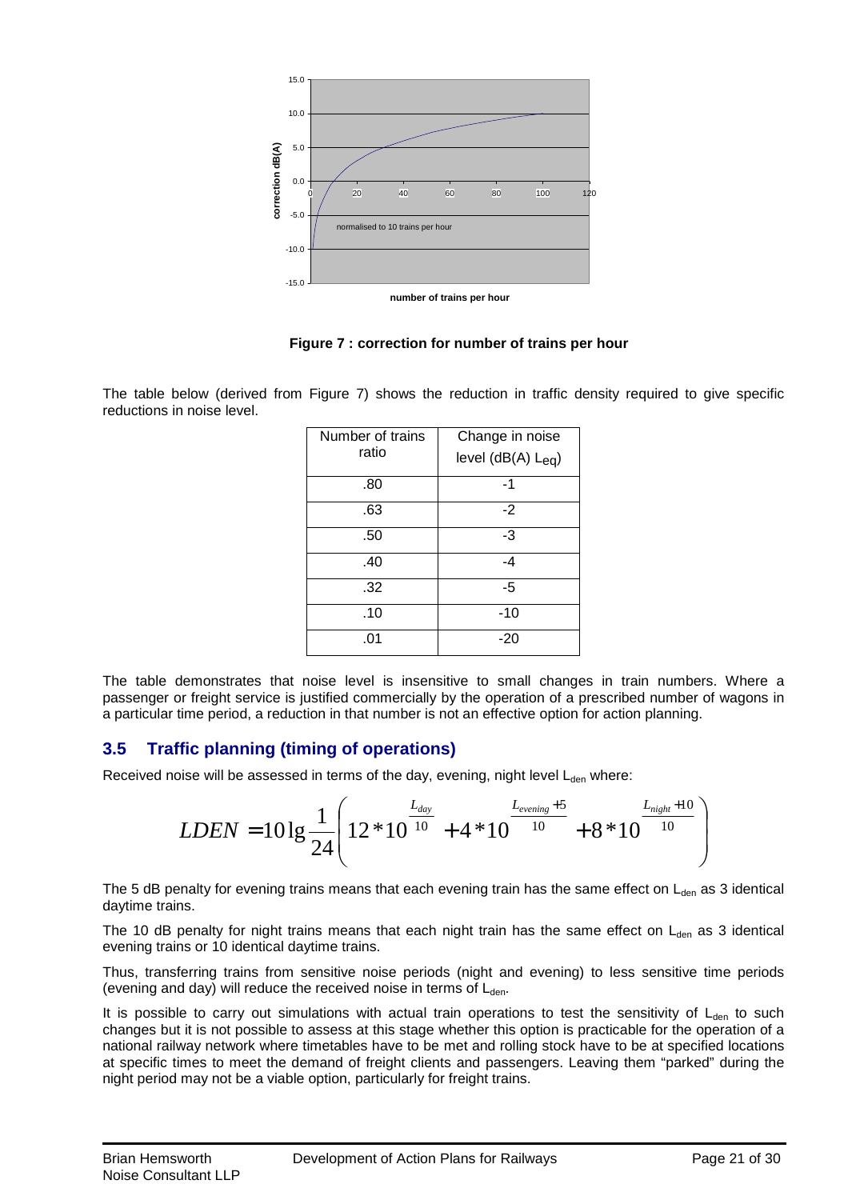**Figure 7 : correction for number of trains per hour**

The table below (derived from Figure 7) shows the reduction in traffic density required to give specific reductions in noise level.

| Number of trains ratio | Change in noise level (dB(A) $L_{eq}$) |
|---|---|
| .80 | -1 |
| .63 | -2 |
| .50 | -3 |
| .40 | -4 |
| .32 | -5 |
| .10 | -10 |
| .01 | -20 |

The table demonstrates that noise level is insensitive to small changes in train numbers. Where a passenger or freight service is justified commercially by the operation of a prescribed number of wagons in a particular time period, a reduction in that number is not an effective option for action planning.

## 3.5 Traffic planning (timing of operations)

Received noise will be assessed in terms of the day, evening, night level $L_{den}$ where:

$$LDEN = 10\lg\frac{1}{24}\left(12*10^{\frac{L_{day}}{10}} + 4*10^{\frac{L_{evening}+5}{10}} + 8*10^{\frac{L_{night}+10}{10}}\right)$$

The 5 dB penalty for evening trains means that each evening train has the same effect on $L_{den}$ as 3 identical daytime trains.

The 10 dB penalty for night trains means that each night train has the same effect on $L_{den}$ as 3 identical evening trains or 10 identical daytime trains.

Thus, transferring trains from sensitive noise periods (night and evening) to less sensitive time periods (evening and day) will reduce the received noise in terms of $L_{den}$.

It is possible to carry out simulations with actual train operations to test the sensitivity of $L_{den}$ to such changes but it is not possible to assess at this stage whether this option is practicable for the operation of a national railway network where timetables have to be met and rolling stock have to be at specified locations at specific times to meet the demand of freight clients and passengers. Leaving them "parked" during the night period may not be a viable option, particularly for freight trains.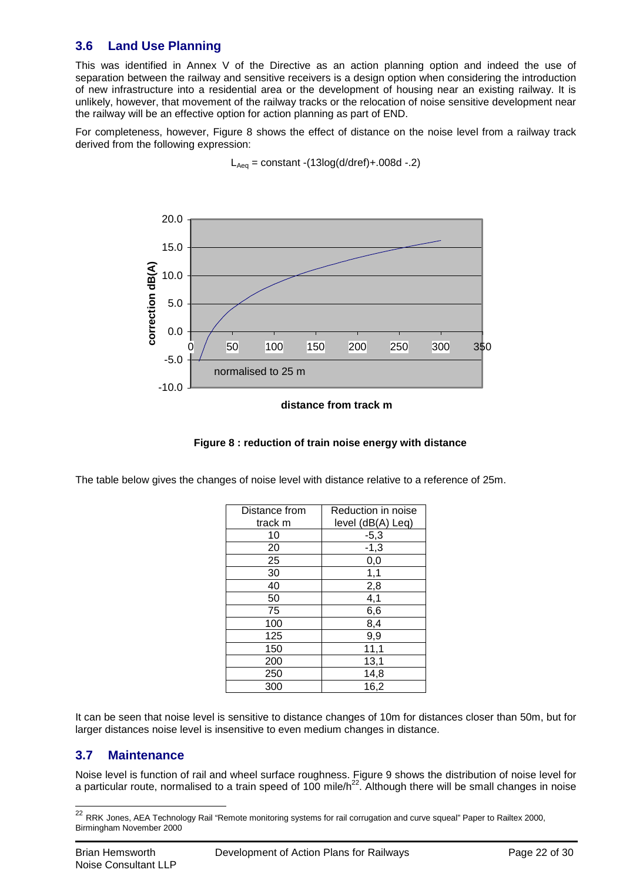## 3.6 Land Use Planning

This was identified in Annex V of the Directive as an action planning option and indeed the use of separation between the railway and sensitive receivers is a design option when considering the introduction of new infrastructure into a residential area or the development of housing near an existing railway. It is unlikely, however, that movement of the railway tracks or the relocation of noise sensitive development near the railway will be an effective option for action planning as part of END.

For completeness, however, Figure 8 shows the effect of distance on the noise level from a railway track derived from the following expression:

$$L_{Aeq} = \text{constant} -(13\log(d/dref)+.008d -.2)$$

**Figure 8 : reduction of train noise energy with distance**

The table below gives the changes of noise level with distance relative to a reference of 25m.

| Distance from track m | Reduction in noise level (dB(A) Leq) |
|---|---|
| 10 | -5,3 |
| 20 | -1,3 |
| 25 | 0,0 |
| 30 | 1,1 |
| 40 | 2,8 |
| 50 | 4,1 |
| 75 | 6,6 |
| 100 | 8,4 |
| 125 | 9,9 |
| 150 | 11,1 |
| 200 | 13,1 |
| 250 | 14,8 |
| 300 | 16,2 |

It can be seen that noise level is sensitive to distance changes of 10m for distances closer than 50m, but for larger distances noise level is insensitive to even medium changes in distance.

## 3.7 Maintenance

Noise level is function of rail and wheel surface roughness. Figure 9 shows the distribution of noise level for a particular route, normalised to a train speed of 100 mile/h[22]. Although there will be small changes in noise

[22] RRK Jones, AEA Technology Rail "Remote monitoring systems for rail corrugation and curve squeal" Paper to Railtex 2000, Birmingham November 2000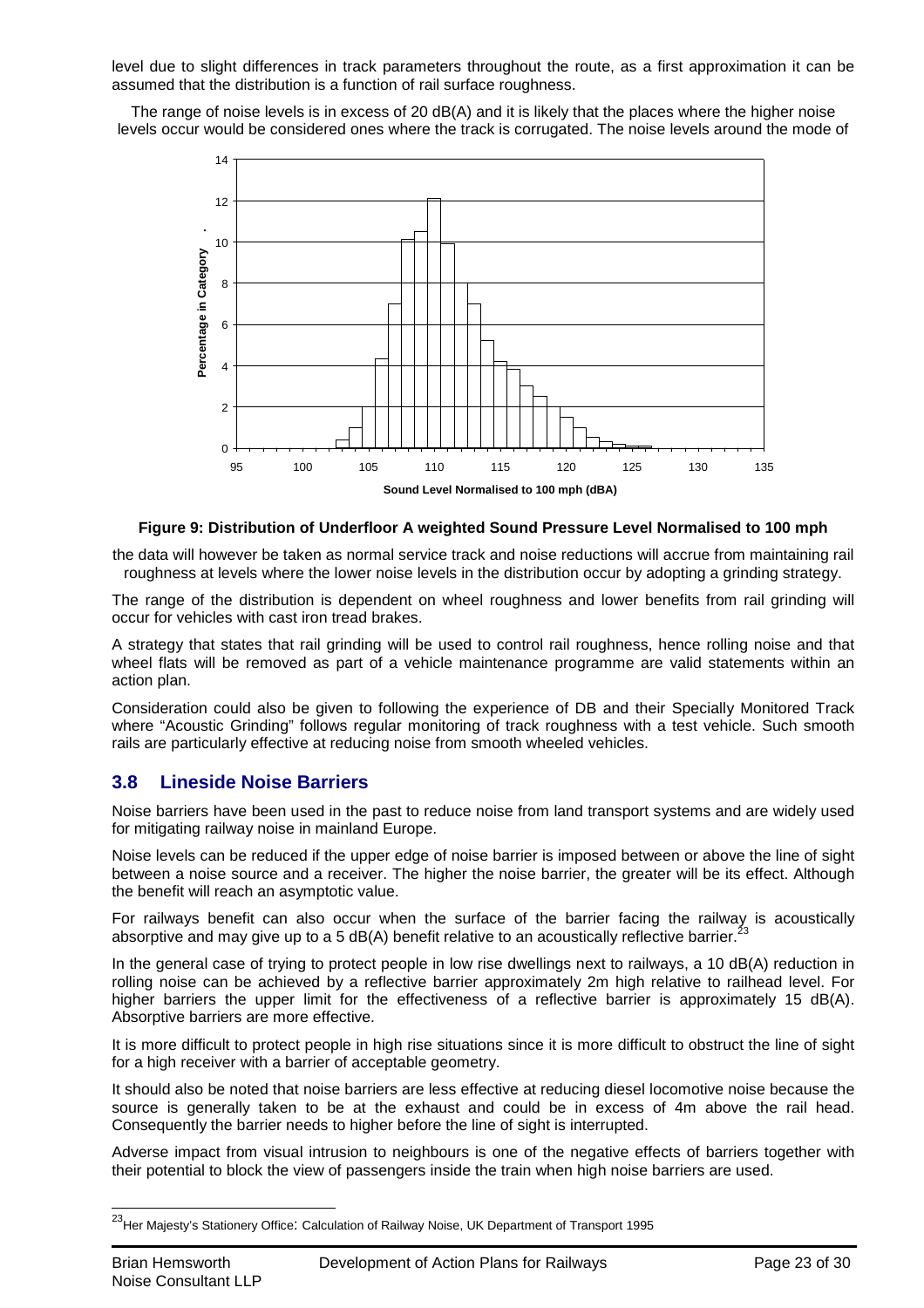level due to slight differences in track parameters throughout the route, as a first approximation it can be assumed that the distribution is a function of rail surface roughness.

The range of noise levels is in excess of 20 dB(A) and it is likely that the places where the higher noise levels occur would be considered ones where the track is corrugated. The noise levels around the mode of the data will however be taken as normal service track and noise reductions will accrue from maintaining rail roughness at levels where the lower noise levels in the distribution occur by adopting a grinding strategy.

**Figure 9: Distribution of Underfloor A weighted Sound Pressure Level Normalised to 100 mph**

The range of the distribution is dependent on wheel roughness and lower benefits from rail grinding will occur for vehicles with cast iron tread brakes.

A strategy that states that rail grinding will be used to control rail roughness, hence rolling noise and that wheel flats will be removed as part of a vehicle maintenance programme are valid statements within an action plan.

Consideration could also be given to following the experience of DB and their Specially Monitored Track where "Acoustic Grinding" follows regular monitoring of track roughness with a test vehicle. Such smooth rails are particularly effective at reducing noise from smooth wheeled vehicles.

## 3.8 Lineside Noise Barriers

Noise barriers have been used in the past to reduce noise from land transport systems and are widely used for mitigating railway noise in mainland Europe.

Noise levels can be reduced if the upper edge of noise barrier is imposed between or above the line of sight between a noise source and a receiver. The higher the noise barrier, the greater will be its effect. Although the benefit will reach an asymptotic value.

For railways benefit can also occur when the surface of the barrier facing the railway is acoustically absorptive and may give up to a 5 dB(A) benefit relative to an acoustically reflective barrier.[23]

In the general case of trying to protect people in low rise dwellings next to railways, a 10 dB(A) reduction in rolling noise can be achieved by a reflective barrier approximately 2m high relative to railhead level. For higher barriers the upper limit for the effectiveness of a reflective barrier is approximately 15 dB(A). Absorptive barriers are more effective.

It is more difficult to protect people in high rise situations since it is more difficult to obstruct the line of sight for a high receiver with a barrier of acceptable geometry.

It should also be noted that noise barriers are less effective at reducing diesel locomotive noise because the source is generally taken to be at the exhaust and could be in excess of 4m above the rail head. Consequently the barrier needs to higher before the line of sight is interrupted.

Adverse impact from visual intrusion to neighbours is one of the negative effects of barriers together with their potential to block the view of passengers inside the train when high noise barriers are used.

---

[23] Her Majesty's Stationery Office: Calculation of Railway Noise, UK Department of Transport 1995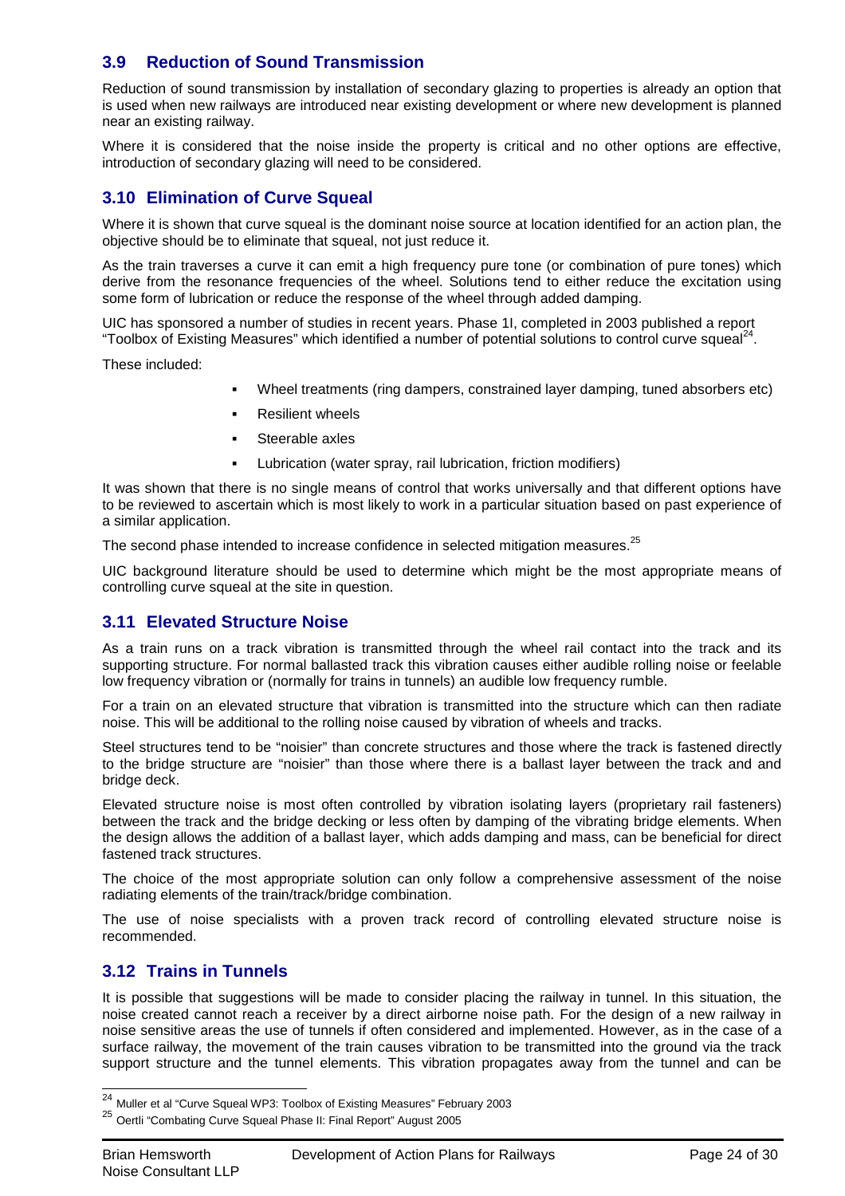## 3.9 Reduction of Sound Transmission

Reduction of sound transmission by installation of secondary glazing to properties is already an option that is used when new railways are introduced near existing development or where new development is planned near an existing railway.

Where it is considered that the noise inside the property is critical and no other options are effective, introduction of secondary glazing will need to be considered.

## 3.10 Elimination of Curve Squeal

Where it is shown that curve squeal is the dominant noise source at location identified for an action plan, the objective should be to eliminate that squeal, not just reduce it.

As the train traverses a curve it can emit a high frequency pure tone (or combination of pure tones) which derive from the resonance frequencies of the wheel. Solutions tend to either reduce the excitation using some form of lubrication or reduce the response of the wheel through added damping.

UIC has sponsored a number of studies in recent years. Phase 1I, completed in 2003 published a report "Toolbox of Existing Measures" which identified a number of potential solutions to control curve squeal[24].

These included:

- Wheel treatments (ring dampers, constrained layer damping, tuned absorbers etc)
- Resilient wheels
- Steerable axles
- Lubrication (water spray, rail lubrication, friction modifiers)

It was shown that there is no single means of control that works universally and that different options have to be reviewed to ascertain which is most likely to work in a particular situation based on past experience of a similar application.

The second phase intended to increase confidence in selected mitigation measures.[25]

UIC background literature should be used to determine which might be the most appropriate means of controlling curve squeal at the site in question.

## 3.11 Elevated Structure Noise

As a train runs on a track vibration is transmitted through the wheel rail contact into the track and its supporting structure. For normal ballasted track this vibration causes either audible rolling noise or feelable low frequency vibration or (normally for trains in tunnels) an audible low frequency rumble.

For a train on an elevated structure that vibration is transmitted into the structure which can then radiate noise. This will be additional to the rolling noise caused by vibration of wheels and tracks.

Steel structures tend to be "noisier" than concrete structures and those where the track is fastened directly to the bridge structure are "noisier" than those where there is a ballast layer between the track and and bridge deck.

Elevated structure noise is most often controlled by vibration isolating layers (proprietary rail fasteners) between the track and the bridge decking or less often by damping of the vibrating bridge elements. When the design allows the addition of a ballast layer, which adds damping and mass, can be beneficial for direct fastened track structures.

The choice of the most appropriate solution can only follow a comprehensive assessment of the noise radiating elements of the train/track/bridge combination.

The use of noise specialists with a proven track record of controlling elevated structure noise is recommended.

## 3.12 Trains in Tunnels

It is possible that suggestions will be made to consider placing the railway in tunnel. In this situation, the noise created cannot reach a receiver by a direct airborne noise path. For the design of a new railway in noise sensitive areas the use of tunnels if often considered and implemented. However, as in the case of a surface railway, the movement of the train causes vibration to be transmitted into the ground via the track support structure and the tunnel elements. This vibration propagates away from the tunnel and can be

---

[24] Muller et al "Curve Squeal WP3: Toolbox of Existing Measures" February 2003

[25] Oertli "Combating Curve Squeal Phase II: Final Report" August 2005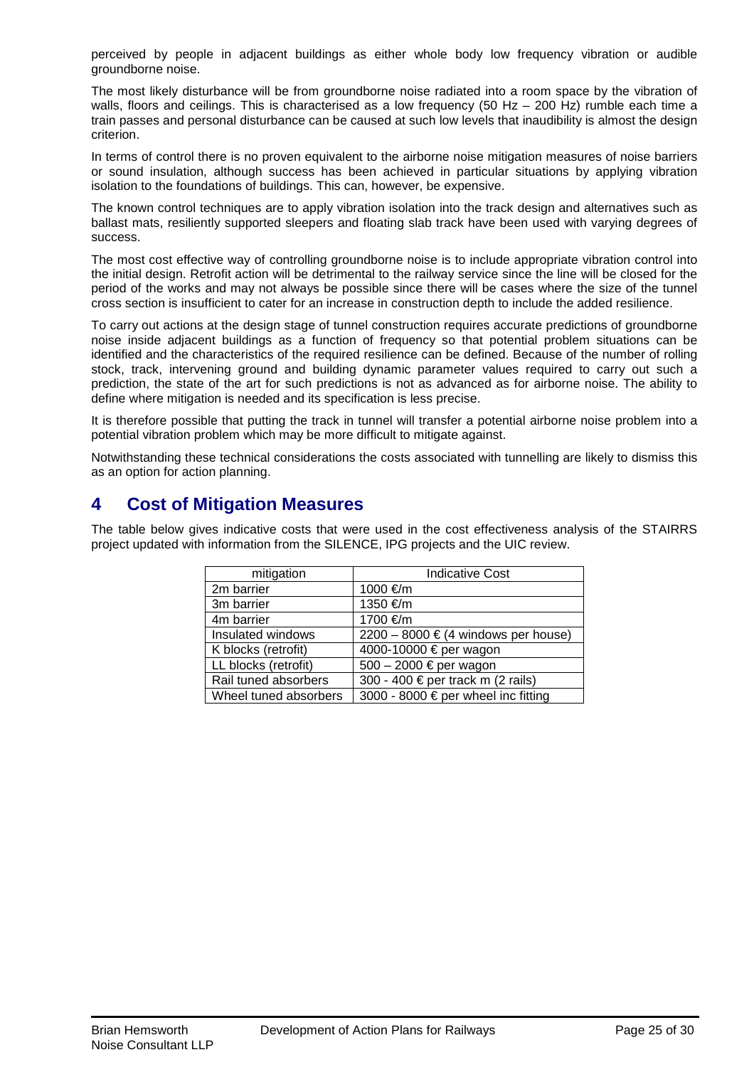perceived by people in adjacent buildings as either whole body low frequency vibration or audible groundborne noise.

The most likely disturbance will be from groundborne noise radiated into a room space by the vibration of walls, floors and ceilings. This is characterised as a low frequency (50 Hz – 200 Hz) rumble each time a train passes and personal disturbance can be caused at such low levels that inaudibility is almost the design criterion.

In terms of control there is no proven equivalent to the airborne noise mitigation measures of noise barriers or sound insulation, although success has been achieved in particular situations by applying vibration isolation to the foundations of buildings. This can, however, be expensive.

The known control techniques are to apply vibration isolation into the track design and alternatives such as ballast mats, resiliently supported sleepers and floating slab track have been used with varying degrees of success.

The most cost effective way of controlling groundborne noise is to include appropriate vibration control into the initial design. Retrofit action will be detrimental to the railway service since the line will be closed for the period of the works and may not always be possible since there will be cases where the size of the tunnel cross section is insufficient to cater for an increase in construction depth to include the added resilience.

To carry out actions at the design stage of tunnel construction requires accurate predictions of groundborne noise inside adjacent buildings as a function of frequency so that potential problem situations can be identified and the characteristics of the required resilience can be defined. Because of the number of rolling stock, track, intervening ground and building dynamic parameter values required to carry out such a prediction, the state of the art for such predictions is not as advanced as for airborne noise. The ability to define where mitigation is needed and its specification is less precise.

It is therefore possible that putting the track in tunnel will transfer a potential airborne noise problem into a potential vibration problem which may be more difficult to mitigate against.

Notwithstanding these technical considerations the costs associated with tunnelling are likely to dismiss this as an option for action planning.

# 4 Cost of Mitigation Measures

The table below gives indicative costs that were used in the cost effectiveness analysis of the STAIRRS project updated with information from the SILENCE, IPG projects and the UIC review.

| mitigation | Indicative Cost |
|---|---|
| 2m barrier | 1000 €/m |
| 3m barrier | 1350 €/m |
| 4m barrier | 1700 €/m |
| Insulated windows | 2200 – 8000 € (4 windows per house) |
| K blocks (retrofit) | 4000-10000 € per wagon |
| LL blocks (retrofit) | 500 – 2000 € per wagon |
| Rail tuned absorbers | 300 - 400 € per track m (2 rails) |
| Wheel tuned absorbers | 3000 - 8000 € per wheel inc fitting |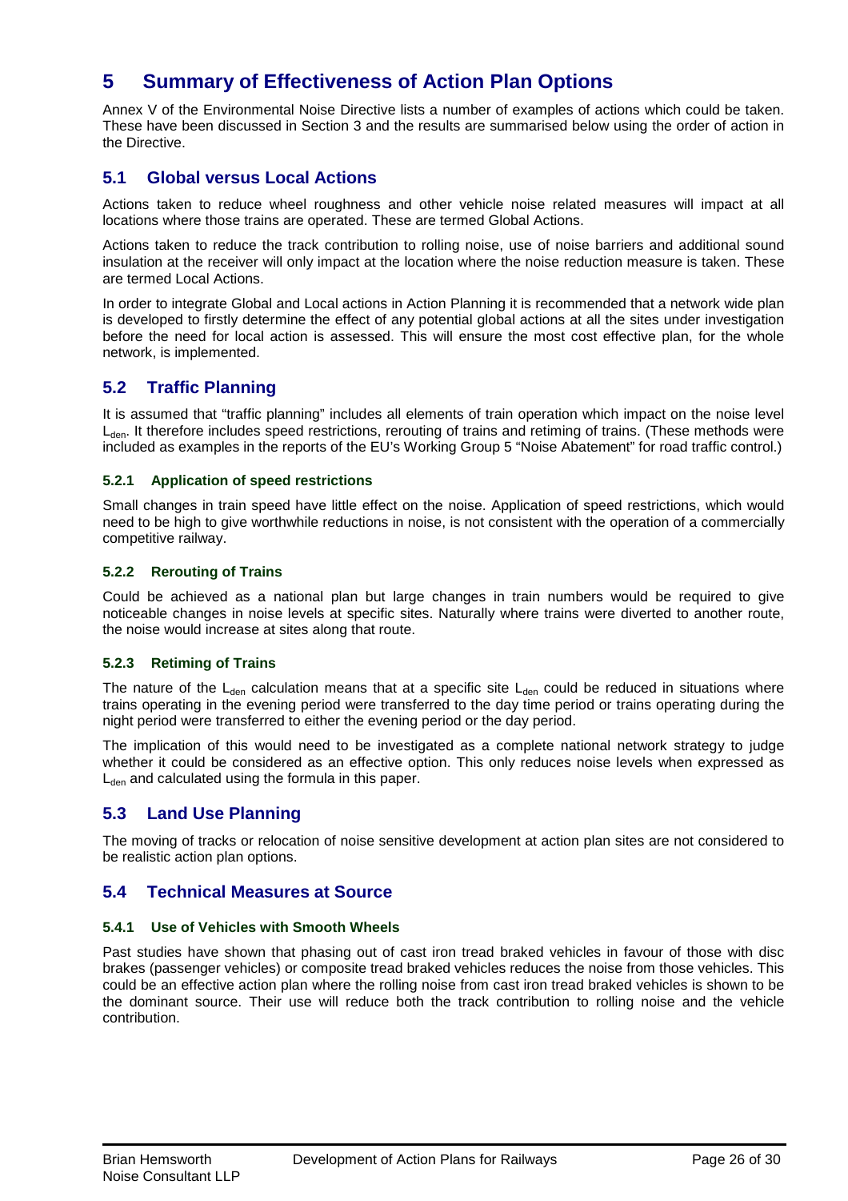# 5 Summary of Effectiveness of Action Plan Options

Annex V of the Environmental Noise Directive lists a number of examples of actions which could be taken. These have been discussed in Section 3 and the results are summarised below using the order of action in the Directive.

## 5.1 Global versus Local Actions

Actions taken to reduce wheel roughness and other vehicle noise related measures will impact at all locations where those trains are operated. These are termed Global Actions.

Actions taken to reduce the track contribution to rolling noise, use of noise barriers and additional sound insulation at the receiver will only impact at the location where the noise reduction measure is taken. These are termed Local Actions.

In order to integrate Global and Local actions in Action Planning it is recommended that a network wide plan is developed to firstly determine the effect of any potential global actions at all the sites under investigation before the need for local action is assessed. This will ensure the most cost effective plan, for the whole network, is implemented.

## 5.2 Traffic Planning

It is assumed that "traffic planning" includes all elements of train operation which impact on the noise level $L_{den}$. It therefore includes speed restrictions, rerouting of trains and retiming of trains. (These methods were included as examples in the reports of the EU's Working Group 5 "Noise Abatement" for road traffic control.)

### 5.2.1 Application of speed restrictions

Small changes in train speed have little effect on the noise. Application of speed restrictions, which would need to be high to give worthwhile reductions in noise, is not consistent with the operation of a commercially competitive railway.

### 5.2.2 Rerouting of Trains

Could be achieved as a national plan but large changes in train numbers would be required to give noticeable changes in noise levels at specific sites. Naturally where trains were diverted to another route, the noise would increase at sites along that route.

### 5.2.3 Retiming of Trains

The nature of the $L_{den}$ calculation means that at a specific site $L_{den}$ could be reduced in situations where trains operating in the evening period were transferred to the day time period or trains operating during the night period were transferred to either the evening period or the day period.

The implication of this would need to be investigated as a complete national network strategy to judge whether it could be considered as an effective option. This only reduces noise levels when expressed as $L_{den}$ and calculated using the formula in this paper.

## 5.3 Land Use Planning

The moving of tracks or relocation of noise sensitive development at action plan sites are not considered to be realistic action plan options.

## 5.4 Technical Measures at Source

### 5.4.1 Use of Vehicles with Smooth Wheels

Past studies have shown that phasing out of cast iron tread braked vehicles in favour of those with disc brakes (passenger vehicles) or composite tread braked vehicles reduces the noise from those vehicles. This could be an effective action plan where the rolling noise from cast iron tread braked vehicles is shown to be the dominant source. Their use will reduce both the track contribution to rolling noise and the vehicle contribution.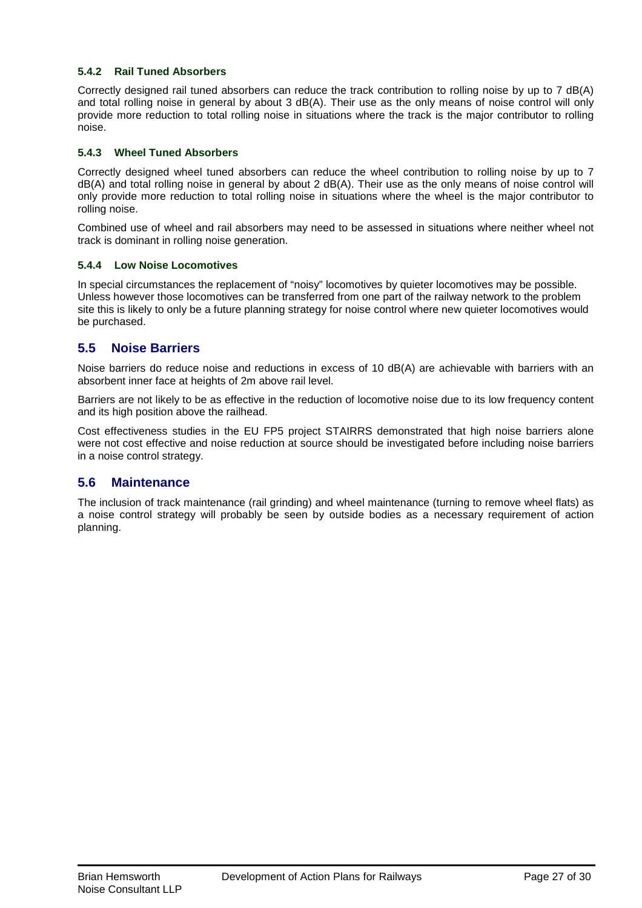#### 5.4.2 Rail Tuned Absorbers

Correctly designed rail tuned absorbers can reduce the track contribution to rolling noise by up to 7 dB(A) and total rolling noise in general by about 3 dB(A). Their use as the only means of noise control will only provide more reduction to total rolling noise in situations where the track is the major contributor to rolling noise.

#### 5.4.3 Wheel Tuned Absorbers

Correctly designed wheel tuned absorbers can reduce the wheel contribution to rolling noise by up to 7 dB(A) and total rolling noise in general by about 2 dB(A). Their use as the only means of noise control will only provide more reduction to total rolling noise in situations where the wheel is the major contributor to rolling noise.

Combined use of wheel and rail absorbers may need to be assessed in situations where neither wheel not track is dominant in rolling noise generation.

#### 5.4.4 Low Noise Locomotives

In special circumstances the replacement of "noisy" locomotives by quieter locomotives may be possible. Unless however those locomotives can be transferred from one part of the railway network to the problem site this is likely to only be a future planning strategy for noise control where new quieter locomotives would be purchased.

## 5.5 Noise Barriers

Noise barriers do reduce noise and reductions in excess of 10 dB(A) are achievable with barriers with an absorbent inner face at heights of 2m above rail level.

Barriers are not likely to be as effective in the reduction of locomotive noise due to its low frequency content and its high position above the railhead.

Cost effectiveness studies in the EU FP5 project STAIRRS demonstrated that high noise barriers alone were not cost effective and noise reduction at source should be investigated before including noise barriers in a noise control strategy.

## 5.6 Maintenance

The inclusion of track maintenance (rail grinding) and wheel maintenance (turning to remove wheel flats) as a noise control strategy will probably be seen by outside bodies as a necessary requirement of action planning.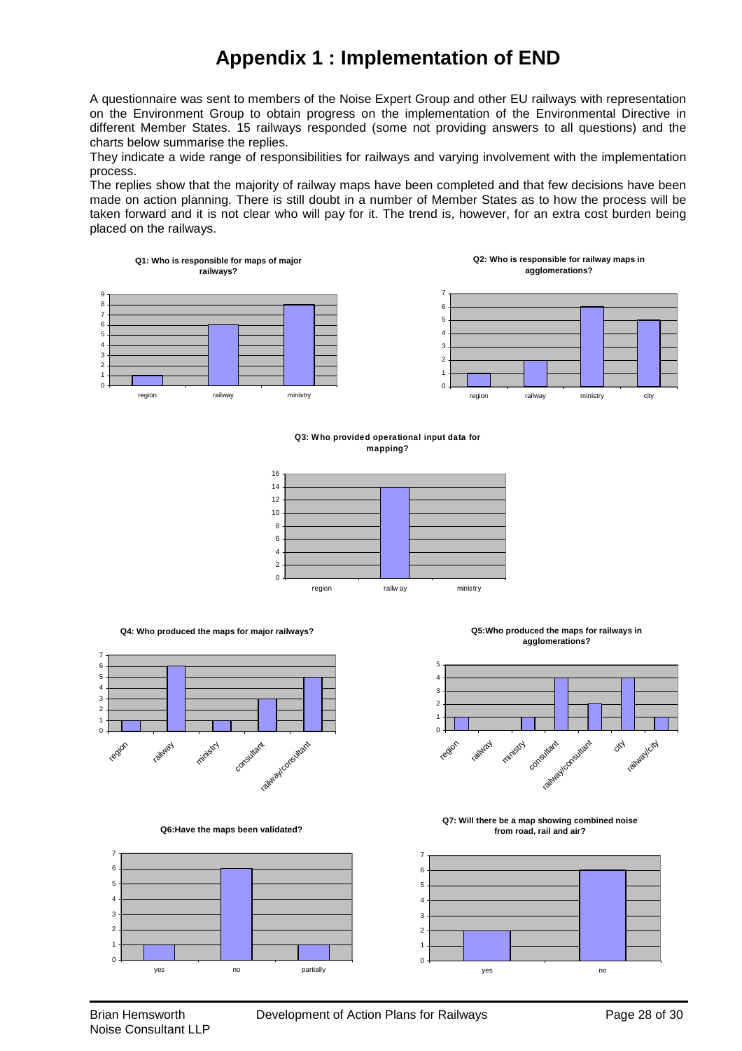# Appendix 1 : Implementation of END

A questionnaire was sent to members of the Noise Expert Group and other EU railways with representation on the Environment Group to obtain progress on the implementation of the Environmental Directive in different Member States. 15 railways responded (some not providing answers to all questions) and the charts below summarise the replies.

They indicate a wide range of responsibilities for railways and varying involvement with the implementation process.

The replies show that the majority of railway maps have been completed and that few decisions have been made on action planning. There is still doubt in a number of Member States as to how the process will be taken forward and it is not clear who will pay for it. The trend is, however, for an extra cost burden being placed on the railways.

**Q1: Who is responsible for maps of major railways?**

| region | railway | ministry |
|---|---|---|
| 1 | 6 | 8 |

**Q2: Who is responsible for railway maps in agglomerations?**

| region | railway | ministry | city |
|---|---|---|---|
| 1 | 2 | 6 | 5 |

**Q3: Who provided operational input data for mapping?**

| region | railway | ministry |
|---|---|---|
| 0 | 14 | 0 |

**Q4: Who produced the maps for major railways?**

| region | railway | ministry | consultant | railway/consultant |
|---|---|---|---|---|
| 1 | 6 | 1 | 3 | 5 |

**Q5:Who produced the maps for railways in agglomerations?**

| region | railway | ministry | consultant | railway/consultant | city | railway/city |
|---|---|---|---|---|---|---|
| 1 | 0 | 1 | 4 | 2 | 4 | 1 |

**Q6:Have the maps been validated?**

| yes | no | partially |
|---|---|---|
| 1 | 6 | 1 |

**Q7: Will there be a map showing combined noise from road, rail and air?**

| yes | no |
|---|---|
| 2 | 6 |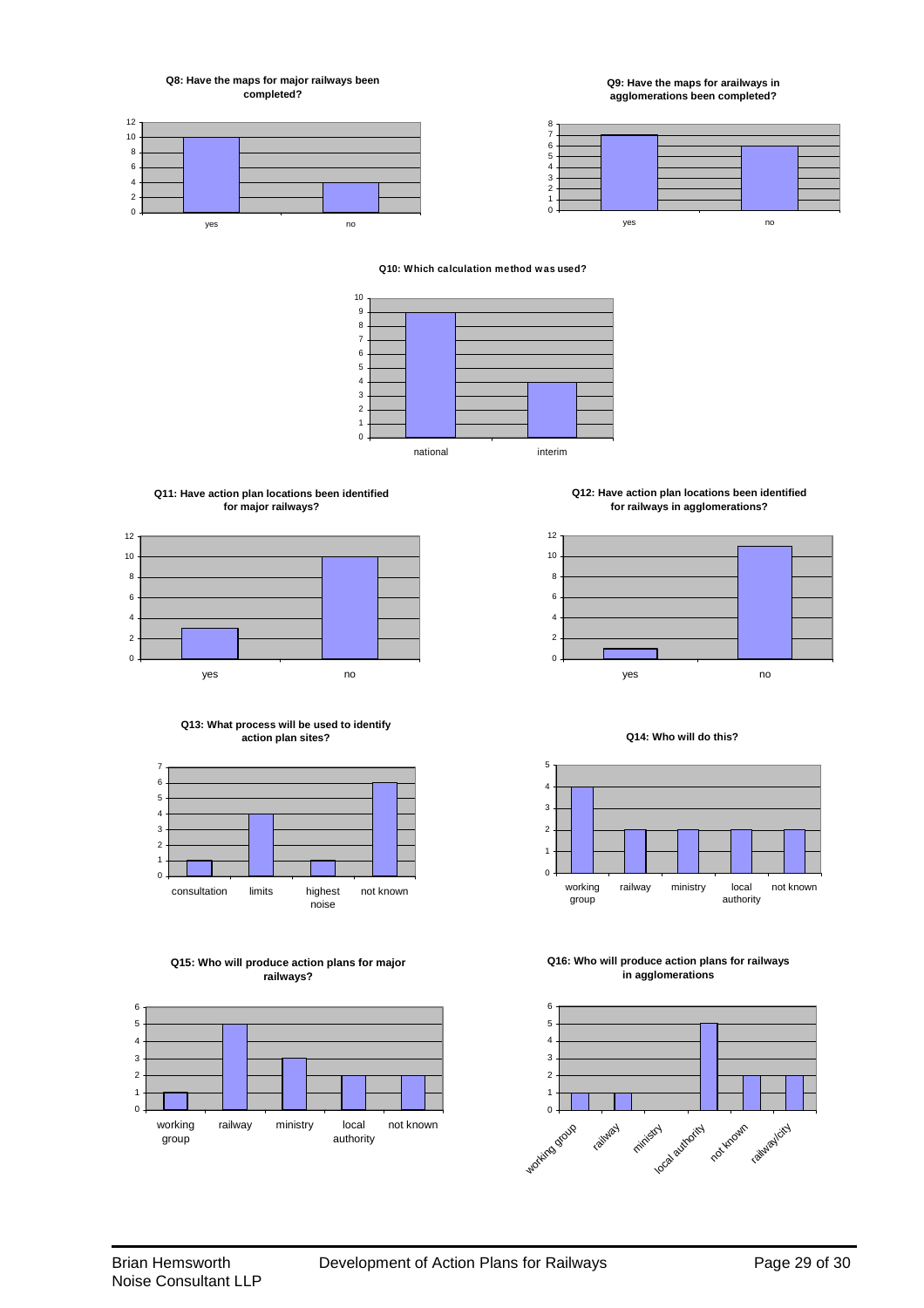**Q8: Have the maps for major railways been completed?**

| | yes | no |
|---|---|---|
| Count | 10 | 4 |

**Q9: Have the maps for arailways in agglomerations been completed?**

| | yes | no |
|---|---|---|
| Count | 7 | 6 |

**Q10: Which calculation method was used?**

| | national | interim |
|---|---|---|
| Count | 9 | 4 |

**Q11: Have action plan locations been identified for major railways?**

| | yes | no |
|---|---|---|
| Count | 3 | 10 |

**Q12: Have action plan locations been identified for railways in agglomerations?**

| | yes | no |
|---|---|---|
| Count | 1 | 11 |

**Q13: What process will be used to identify action plan sites?**

| | consultation | limits | highest noise | not known |
|---|---|---|---|---|
| Count | 1 | 4 | 1 | 6 |

**Q14: Who will do this?**

| | working group | railway | ministry | local authority | not known |
|---|---|---|---|---|---|
| Count | 4 | 2 | 2 | 2 | 2 |

**Q15: Who will produce action plans for major railways?**

| | working group | railway | ministry | local authority | not known |
|---|---|---|---|---|---|
| Count | 1 | 5 | 3 | 2 | 2 |

**Q16: Who will produce action plans for railways in agglomerations**

| | working group | railway | ministry | local authority | not known | railway/city |
|---|---|---|---|---|---|---|
| Count | 1 | 1 | 0 | 5 | 2 | 2 |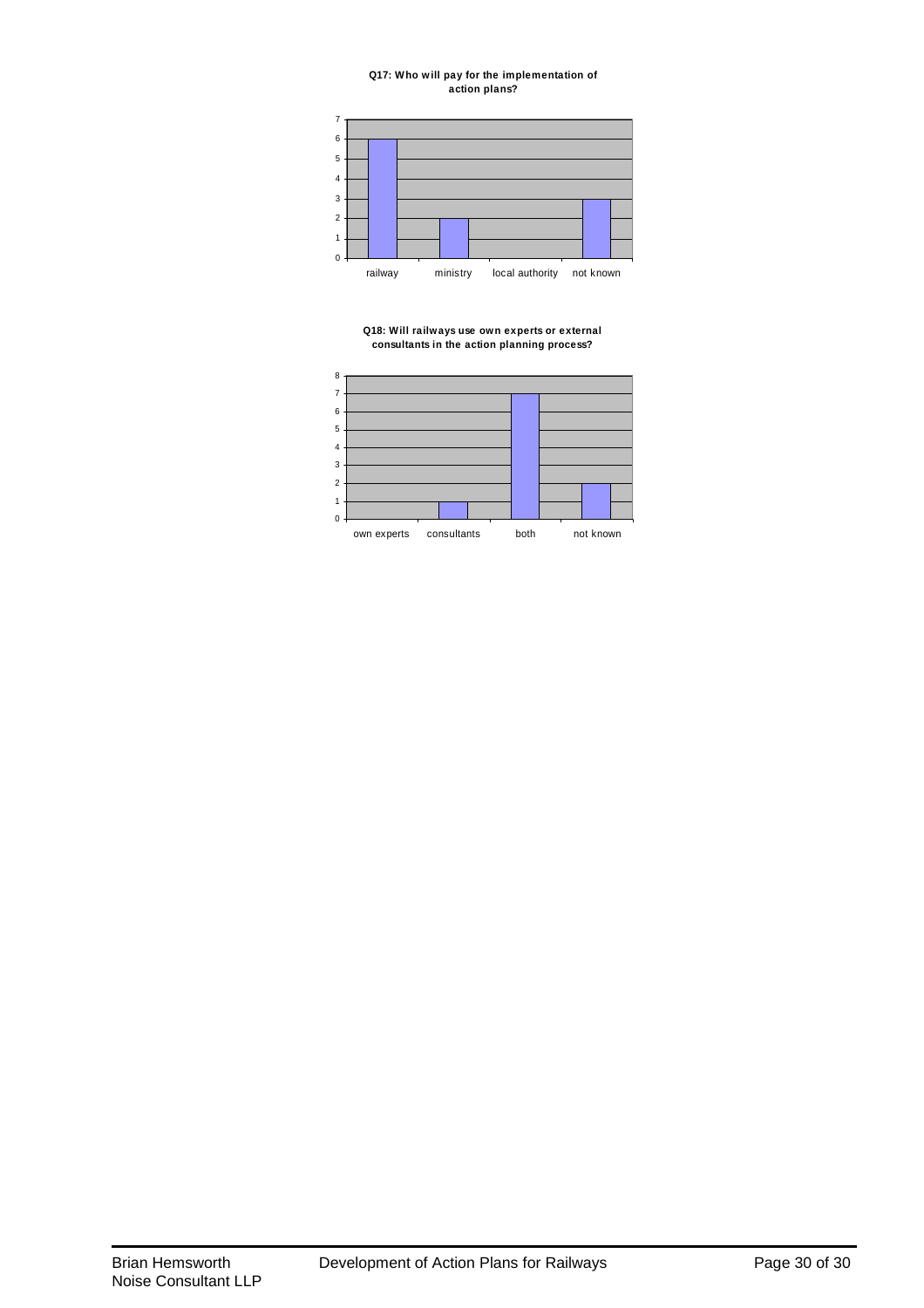**Q17: Who will pay for the implementation of action plans?**

7
6
5
4
3
2
1
0

railway
ministry
local authority
not known

**Q18: Will railways use own experts or external consultants in the action planning process?**

8
7
6
5
4
3
2
1
0

own experts
consultants
both
not known